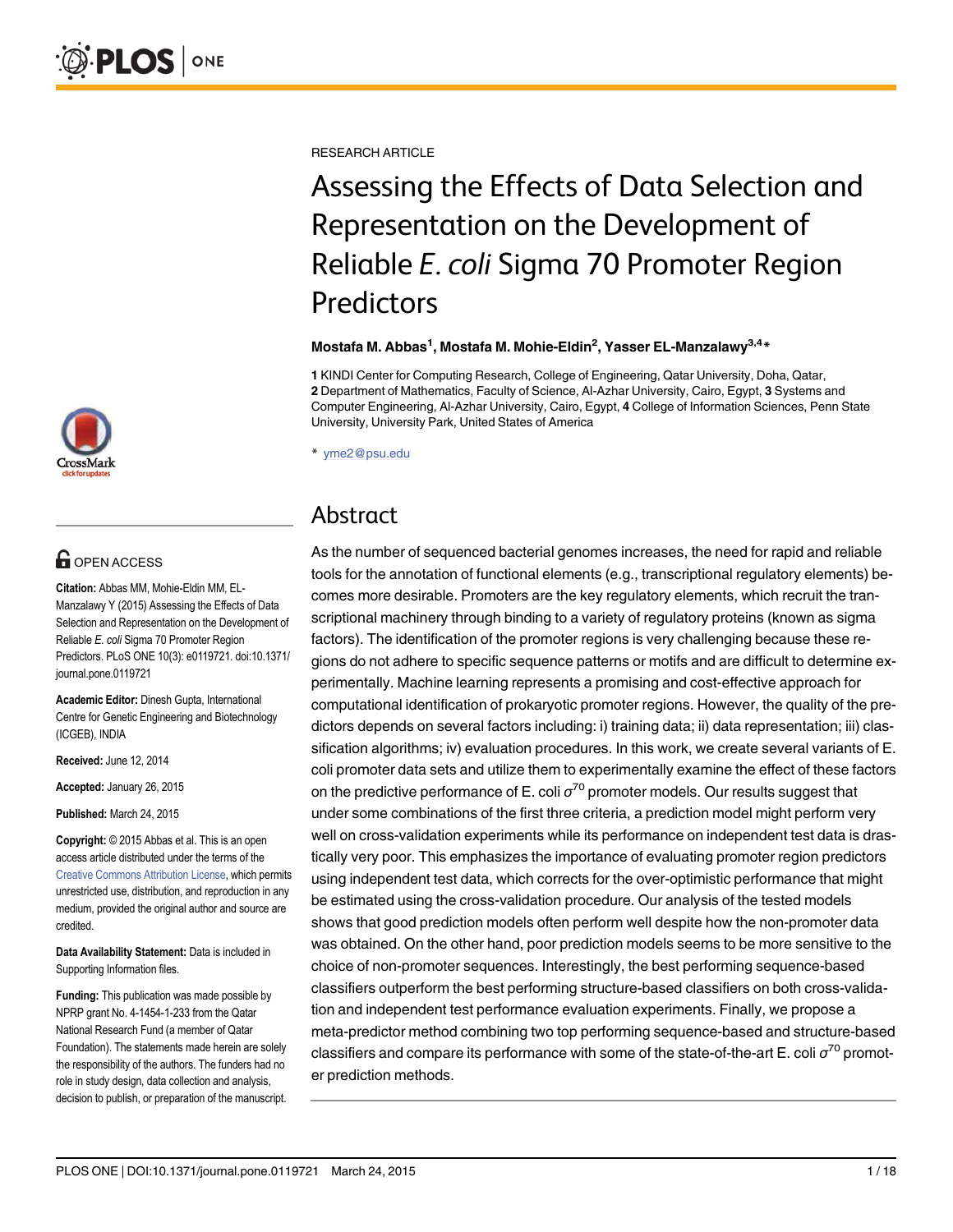RESEARCH ARTICLE

# Assessing the Effects of Data Selection and Representation on the Development of Reliable *E. coli* Sigma 70 Promoter Region Predictors

**Mostafa M. Abbas[1], Mostafa M. Mohie-Eldin[2], Yasser EL-Manzalawy[3,4]***

**1** KINDI Center for Computing Research, College of Engineering, Qatar University, Doha, Qatar, **2** Department of Mathematics, Faculty of Science, Al-Azhar University, Cairo, Egypt, **3** Systems and Computer Engineering, Al-Azhar University, Cairo, Egypt, **4** College of Information Sciences, Penn State University, University Park, United States of America

\* yme2@psu.edu

OPEN ACCESS

**Citation:** Abbas MM, Mohie-Eldin MM, EL-Manzalawy Y (2015) Assessing the Effects of Data Selection and Representation on the Development of Reliable *E. coli* Sigma 70 Promoter Region Predictors. PLoS ONE 10(3): e0119721. doi:10.1371/journal.pone.0119721

**Academic Editor:** Dinesh Gupta, International Centre for Genetic Engineering and Biotechnology (ICGEB), INDIA

**Received:** June 12, 2014

**Accepted:** January 26, 2015

**Published:** March 24, 2015

**Copyright:** © 2015 Abbas et al. This is an open access article distributed under the terms of the Creative Commons Attribution License, which permits unrestricted use, distribution, and reproduction in any medium, provided the original author and source are credited.

**Data Availability Statement:** Data is included in Supporting Information files.

**Funding:** This publication was made possible by NPRP grant No. 4-1454-1-233 from the Qatar National Research Fund (a member of Qatar Foundation). The statements made herein are solely the responsibility of the authors. The funders had no role in study design, data collection and analysis, decision to publish, or preparation of the manuscript.

## Abstract

As the number of sequenced bacterial genomes increases, the need for rapid and reliable tools for the annotation of functional elements (e.g., transcriptional regulatory elements) becomes more desirable. Promoters are the key regulatory elements, which recruit the transcriptional machinery through binding to a variety of regulatory proteins (known as sigma factors). The identification of the promoter regions is very challenging because these regions do not adhere to specific sequence patterns or motifs and are difficult to determine experimentally. Machine learning represents a promising and cost-effective approach for computational identification of prokaryotic promoter regions. However, the quality of the predictors depends on several factors including: i) training data; ii) data representation; iii) classification algorithms; iv) evaluation procedures. In this work, we create several variants of E. coli promoter data sets and utilize them to experimentally examine the effect of these factors on the predictive performance of E. coli $\sigma^{70}$ promoter models. Our results suggest that under some combinations of the first three criteria, a prediction model might perform very well on cross-validation experiments while its performance on independent test data is drastically very poor. This emphasizes the importance of evaluating promoter region predictors using independent test data, which corrects for the over-optimistic performance that might be estimated using the cross-validation procedure. Our analysis of the tested models shows that good prediction models often perform well despite how the non-promoter data was obtained. On the other hand, poor prediction models seems to be more sensitive to the choice of non-promoter sequences. Interestingly, the best performing sequence-based classifiers outperform the best performing structure-based classifiers on both cross-validation and independent test performance evaluation experiments. Finally, we propose a meta-predictor method combining two top performing sequence-based and structure-based classifiers and compare its performance with some of the state-of-the-art E. coli $\sigma^{70}$ promoter prediction methods.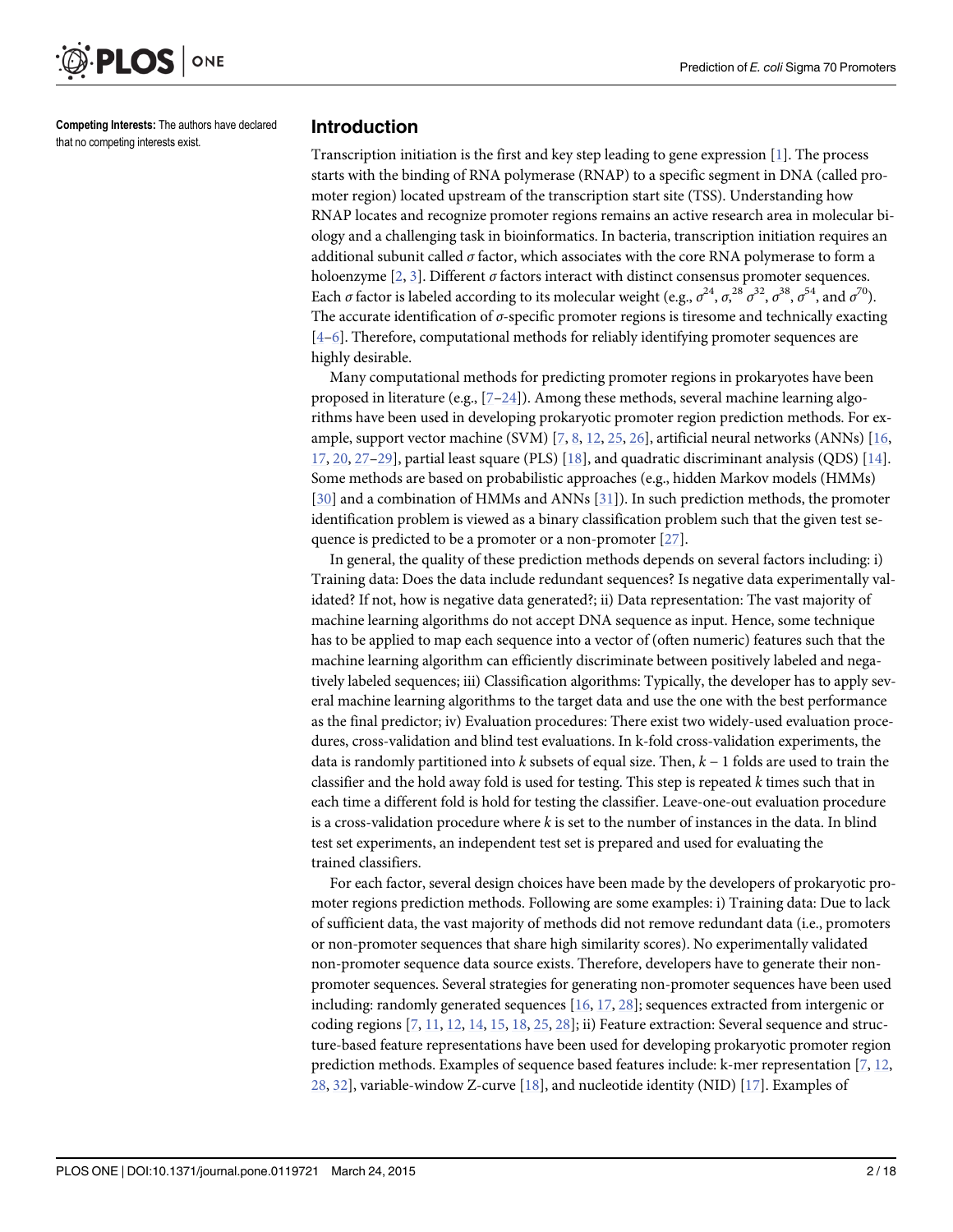**Competing Interests:** The authors have declared that no competing interests exist.

## Introduction

Transcription initiation is the first and key step leading to gene expression [1]. The process starts with the binding of RNA polymerase (RNAP) to a specific segment in DNA (called promoter region) located upstream of the transcription start site (TSS). Understanding how RNAP locates and recognize promoter regions remains an active research area in molecular biology and a challenging task in bioinformatics. In bacteria, transcription initiation requires an additional subunit called $\sigma$ factor, which associates with the core RNA polymerase to form a holoenzyme [2, 3]. Different $\sigma$ factors interact with distinct consensus promoter sequences. Each $\sigma$ factor is labeled according to its molecular weight (e.g., $\sigma^{24}$, $\sigma$,$^{28}$ $\sigma^{32}$, $\sigma^{38}$, $\sigma^{54}$, and $\sigma^{70}$). The accurate identification of $\sigma$-specific promoter regions is tiresome and technically exacting [4–6]. Therefore, computational methods for reliably identifying promoter sequences are highly desirable.

Many computational methods for predicting promoter regions in prokaryotes have been proposed in literature (e.g., [7–24]). Among these methods, several machine learning algorithms have been used in developing prokaryotic promoter region prediction methods. For example, support vector machine (SVM) [7, 8, 12, 25, 26], artificial neural networks (ANNs) [16, 17, 20, 27–29], partial least square (PLS) [18], and quadratic discriminant analysis (QDS) [14]. Some methods are based on probabilistic approaches (e.g., hidden Markov models (HMMs) [30] and a combination of HMMs and ANNs [31]). In such prediction methods, the promoter identification problem is viewed as a binary classification problem such that the given test sequence is predicted to be a promoter or a non-promoter [27].

In general, the quality of these prediction methods depends on several factors including: i) Training data: Does the data include redundant sequences? Is negative data experimentally validated? If not, how is negative data generated?; ii) Data representation: The vast majority of machine learning algorithms do not accept DNA sequence as input. Hence, some technique has to be applied to map each sequence into a vector of (often numeric) features such that the machine learning algorithm can efficiently discriminate between positively labeled and negatively labeled sequences; iii) Classification algorithms: Typically, the developer has to apply several machine learning algorithms to the target data and use the one with the best performance as the final predictor; iv) Evaluation procedures: There exist two widely-used evaluation procedures, cross-validation and blind test evaluations. In k-fold cross-validation experiments, the data is randomly partitioned into $k$ subsets of equal size. Then, $k - 1$ folds are used to train the classifier and the hold away fold is used for testing. This step is repeated $k$ times such that in each time a different fold is hold for testing the classifier. Leave-one-out evaluation procedure is a cross-validation procedure where $k$ is set to the number of instances in the data. In blind test set experiments, an independent test set is prepared and used for evaluating the trained classifiers.

For each factor, several design choices have been made by the developers of prokaryotic promoter regions prediction methods. Following are some examples: i) Training data: Due to lack of sufficient data, the vast majority of methods did not remove redundant data (i.e., promoters or non-promoter sequences that share high similarity scores). No experimentally validated non-promoter sequence data source exists. Therefore, developers have to generate their non-promoter sequences. Several strategies for generating non-promoter sequences have been used including: randomly generated sequences [16, 17, 28]; sequences extracted from intergenic or coding regions [7, 11, 12, 14, 15, 18, 25, 28]; ii) Feature extraction: Several sequence and structure-based feature representations have been used for developing prokaryotic promoter region prediction methods. Examples of sequence based features include: k-mer representation [7, 12, 28, 32], variable-window Z-curve [18], and nucleotide identity (NID) [17]. Examples of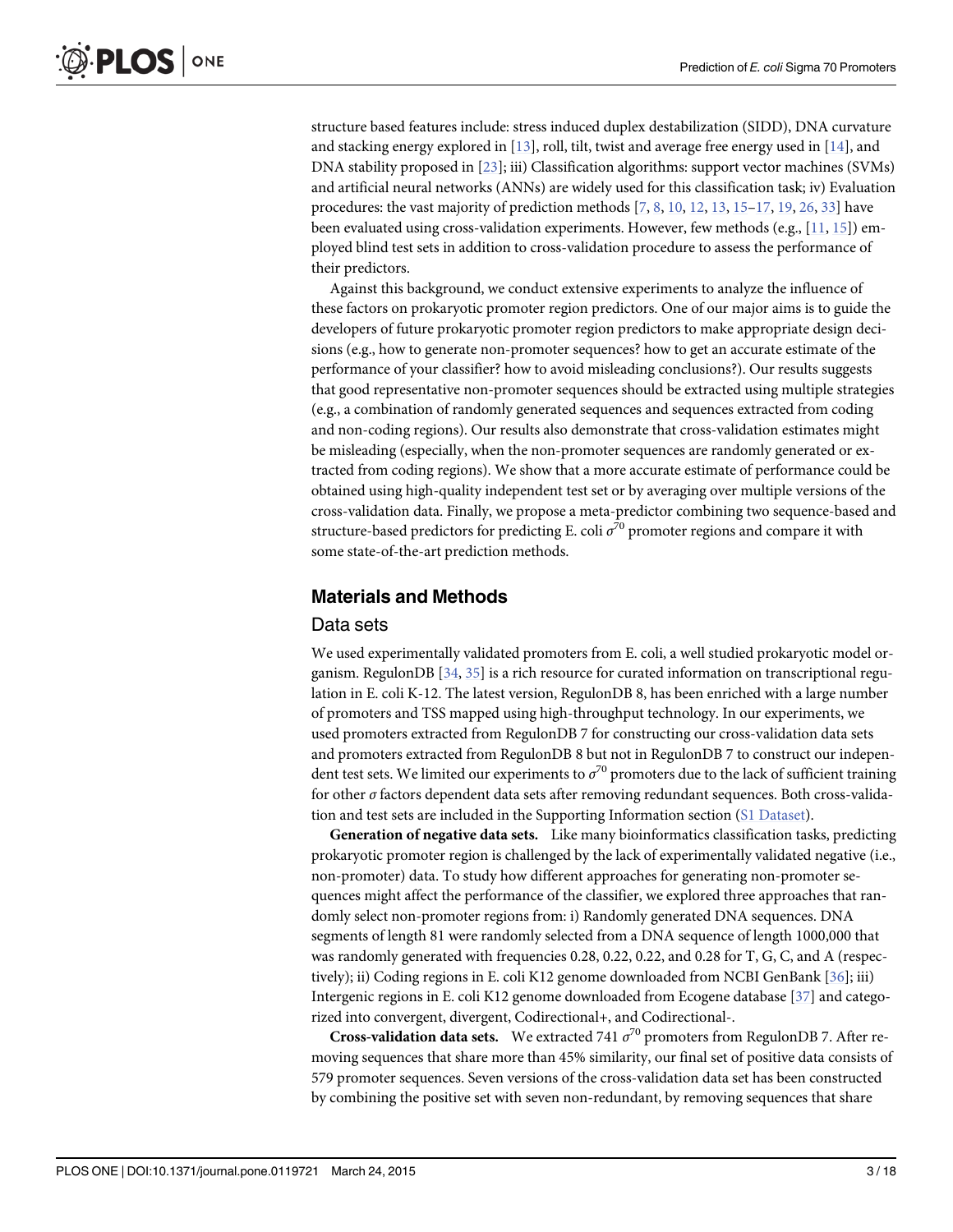structure based features include: stress induced duplex destabilization (SIDD), DNA curvature and stacking energy explored in [13], roll, tilt, twist and average free energy used in [14], and DNA stability proposed in [23]; iii) Classification algorithms: support vector machines (SVMs) and artificial neural networks (ANNs) are widely used for this classification task; iv) Evaluation procedures: the vast majority of prediction methods [7, 8, 10, 12, 13, 15–17, 19, 26, 33] have been evaluated using cross-validation experiments. However, few methods (e.g., [11, 15]) employed blind test sets in addition to cross-validation procedure to assess the performance of their predictors.

Against this background, we conduct extensive experiments to analyze the influence of these factors on prokaryotic promoter region predictors. One of our major aims is to guide the developers of future prokaryotic promoter region predictors to make appropriate design decisions (e.g., how to generate non-promoter sequences? how to get an accurate estimate of the performance of your classifier? how to avoid misleading conclusions?). Our results suggests that good representative non-promoter sequences should be extracted using multiple strategies (e.g., a combination of randomly generated sequences and sequences extracted from coding and non-coding regions). Our results also demonstrate that cross-validation estimates might be misleading (especially, when the non-promoter sequences are randomly generated or extracted from coding regions). We show that a more accurate estimate of performance could be obtained using high-quality independent test set or by averaging over multiple versions of the cross-validation data. Finally, we propose a meta-predictor combining two sequence-based and structure-based predictors for predicting E. coli $\sigma^{70}$ promoter regions and compare it with some state-of-the-art prediction methods.

## Materials and Methods

### Data sets

We used experimentally validated promoters from E. coli, a well studied prokaryotic model organism. RegulonDB [34, 35] is a rich resource for curated information on transcriptional regulation in E. coli K-12. The latest version, RegulonDB 8, has been enriched with a large number of promoters and TSS mapped using high-throughput technology. In our experiments, we used promoters extracted from RegulonDB 7 for constructing our cross-validation data sets and promoters extracted from RegulonDB 8 but not in RegulonDB 7 to construct our independent test sets. We limited our experiments to $\sigma^{70}$ promoters due to the lack of sufficient training for other $\sigma$ factors dependent data sets after removing redundant sequences. Both cross-validation and test sets are included in the Supporting Information section (S1 Dataset).

**Generation of negative data sets.** Like many bioinformatics classification tasks, predicting prokaryotic promoter region is challenged by the lack of experimentally validated negative (i.e., non-promoter) data. To study how different approaches for generating non-promoter sequences might affect the performance of the classifier, we explored three approaches that randomly select non-promoter regions from: i) Randomly generated DNA sequences. DNA segments of length 81 were randomly selected from a DNA sequence of length 1000,000 that was randomly generated with frequencies 0.28, 0.22, 0.22, and 0.28 for T, G, C, and A (respectively); ii) Coding regions in E. coli K12 genome downloaded from NCBI GenBank [36]; iii) Intergenic regions in E. coli K12 genome downloaded from Ecogene database [37] and categorized into convergent, divergent, Codirectional+, and Codirectional-.

**Cross-validation data sets.** We extracted 741 $\sigma^{70}$ promoters from RegulonDB 7. After removing sequences that share more than 45% similarity, our final set of positive data consists of 579 promoter sequences. Seven versions of the cross-validation data set has been constructed by combining the positive set with seven non-redundant, by removing sequences that share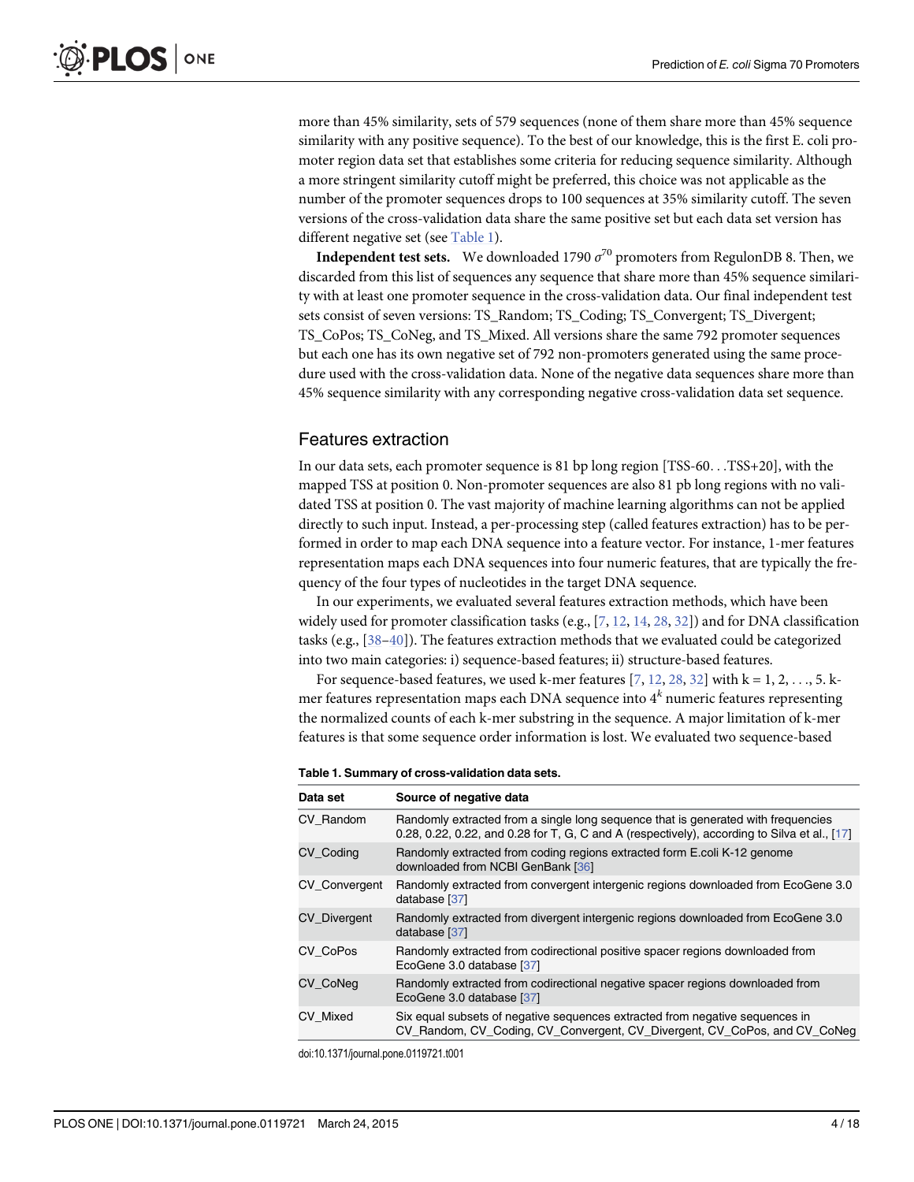more than 45% similarity, sets of 579 sequences (none of them share more than 45% sequence similarity with any positive sequence). To the best of our knowledge, this is the first E. coli promoter region data set that establishes some criteria for reducing sequence similarity. Although a more stringent similarity cutoff might be preferred, this choice was not applicable as the number of the promoter sequences drops to 100 sequences at 35% similarity cutoff. The seven versions of the cross-validation data share the same positive set but each data set version has different negative set (see Table 1).

**Independent test sets.** We downloaded 1790 $\sigma^{70}$ promoters from RegulonDB 8. Then, we discarded from this list of sequences any sequence that share more than 45% sequence similarity with at least one promoter sequence in the cross-validation data. Our final independent test sets consist of seven versions: TS_Random; TS_Coding; TS_Convergent; TS_Divergent; TS_CoPos; TS_CoNeg, and TS_Mixed. All versions share the same 792 promoter sequences but each one has its own negative set of 792 non-promoters generated using the same procedure used with the cross-validation data. None of the negative data sequences share more than 45% sequence similarity with any corresponding negative cross-validation data set sequence.

## Features extraction

In our data sets, each promoter sequence is 81 bp long region [TSS-60. . .TSS+20], with the mapped TSS at position 0. Non-promoter sequences are also 81 pb long regions with no validated TSS at position 0. The vast majority of machine learning algorithms can not be applied directly to such input. Instead, a per-processing step (called features extraction) has to be performed in order to map each DNA sequence into a feature vector. For instance, 1-mer features representation maps each DNA sequences into four numeric features, that are typically the frequency of the four types of nucleotides in the target DNA sequence.

In our experiments, we evaluated several features extraction methods, which have been widely used for promoter classification tasks (e.g., [7, 12, 14, 28, 32]) and for DNA classification tasks (e.g., [38–40]). The features extraction methods that we evaluated could be categorized into two main categories: i) sequence-based features; ii) structure-based features.

For sequence-based features, we used k-mer features [7, 12, 28, 32] with k = 1, 2, . . ., 5. k-mer features representation maps each DNA sequence into $4^k$ numeric features representing the normalized counts of each k-mer substring in the sequence. A major limitation of k-mer features is that some sequence order information is lost. We evaluated two sequence-based

**Table 1. Summary of cross-validation data sets.**

| Data set | Source of negative data |
|---|---|
| CV_Random | Randomly extracted from a single long sequence that is generated with frequencies 0.28, 0.22, 0.22, and 0.28 for T, G, C and A (respectively), according to Silva et al., [17] |
| CV_Coding | Randomly extracted from coding regions extracted form E.coli K-12 genome downloaded from NCBI GenBank [36] |
| CV_Convergent | Randomly extracted from convergent intergenic regions downloaded from EcoGene 3.0 database [37] |
| CV_Divergent | Randomly extracted from divergent intergenic regions downloaded from EcoGene 3.0 database [37] |
| CV_CoPos | Randomly extracted from codirectional positive spacer regions downloaded from EcoGene 3.0 database [37] |
| CV_CoNeg | Randomly extracted from codirectional negative spacer regions downloaded from EcoGene 3.0 database [37] |
| CV_Mixed | Six equal subsets of negative sequences extracted from negative sequences in CV_Random, CV_Coding, CV_Convergent, CV_Divergent, CV_CoPos, and CV_CoNeg |

doi:10.1371/journal.pone.0119721.t001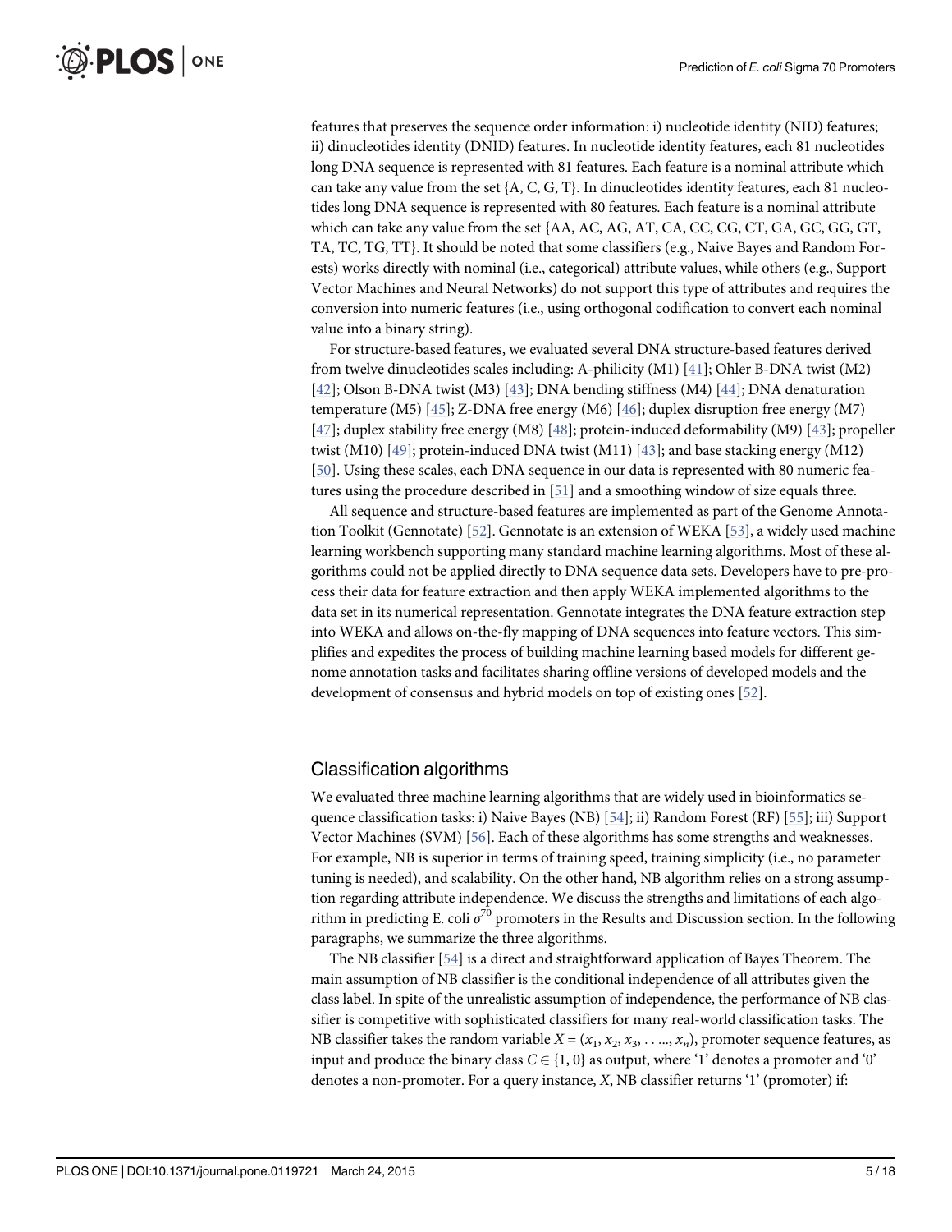features that preserves the sequence order information: i) nucleotide identity (NID) features; ii) dinucleotides identity (DNID) features. In nucleotide identity features, each 81 nucleotides long DNA sequence is represented with 81 features. Each feature is a nominal attribute which can take any value from the set {A, C, G, T}. In dinucleotides identity features, each 81 nucleotides long DNA sequence is represented with 80 features. Each feature is a nominal attribute which can take any value from the set {AA, AC, AG, AT, CA, CC, CG, CT, GA, GC, GG, GT, TA, TC, TG, TT}. It should be noted that some classifiers (e.g., Naive Bayes and Random Forests) works directly with nominal (i.e., categorical) attribute values, while others (e.g., Support Vector Machines and Neural Networks) do not support this type of attributes and requires the conversion into numeric features (i.e., using orthogonal codification to convert each nominal value into a binary string).

For structure-based features, we evaluated several DNA structure-based features derived from twelve dinucleotides scales including: A-philicity (M1) [41]; Ohler B-DNA twist (M2) [42]; Olson B-DNA twist (M3) [43]; DNA bending stiffness (M4) [44]; DNA denaturation temperature (M5) [45]; Z-DNA free energy (M6) [46]; duplex disruption free energy (M7) [47]; duplex stability free energy (M8) [48]; protein-induced deformability (M9) [43]; propeller twist (M10) [49]; protein-induced DNA twist (M11) [43]; and base stacking energy (M12) [50]. Using these scales, each DNA sequence in our data is represented with 80 numeric features using the procedure described in [51] and a smoothing window of size equals three.

All sequence and structure-based features are implemented as part of the Genome Annotation Toolkit (Gennotate) [52]. Gennotate is an extension of WEKA [53], a widely used machine learning workbench supporting many standard machine learning algorithms. Most of these algorithms could not be applied directly to DNA sequence data sets. Developers have to pre-process their data for feature extraction and then apply WEKA implemented algorithms to the data set in its numerical representation. Gennotate integrates the DNA feature extraction step into WEKA and allows on-the-fly mapping of DNA sequences into feature vectors. This simplifies and expedites the process of building machine learning based models for different genome annotation tasks and facilitates sharing offline versions of developed models and the development of consensus and hybrid models on top of existing ones [52].

## Classification algorithms

We evaluated three machine learning algorithms that are widely used in bioinformatics sequence classification tasks: i) Naive Bayes (NB) [54]; ii) Random Forest (RF) [55]; iii) Support Vector Machines (SVM) [56]. Each of these algorithms has some strengths and weaknesses. For example, NB is superior in terms of training speed, training simplicity (i.e., no parameter tuning is needed), and scalability. On the other hand, NB algorithm relies on a strong assumption regarding attribute independence. We discuss the strengths and limitations of each algorithm in predicting E. coli $\sigma^{70}$ promoters in the Results and Discussion section. In the following paragraphs, we summarize the three algorithms.

The NB classifier [54] is a direct and straightforward application of Bayes Theorem. The main assumption of NB classifier is the conditional independence of all attributes given the class label. In spite of the unrealistic assumption of independence, the performance of NB classifier is competitive with sophisticated classifiers for many real-world classification tasks. The NB classifier takes the random variable $X = (x_1, x_2, x_3, \ldots, x_n)$, promoter sequence features, as input and produce the binary class $C \in \{1, 0\}$ as output, where '1' denotes a promoter and '0' denotes a non-promoter. For a query instance, $X$, NB classifier returns '1' (promoter) if: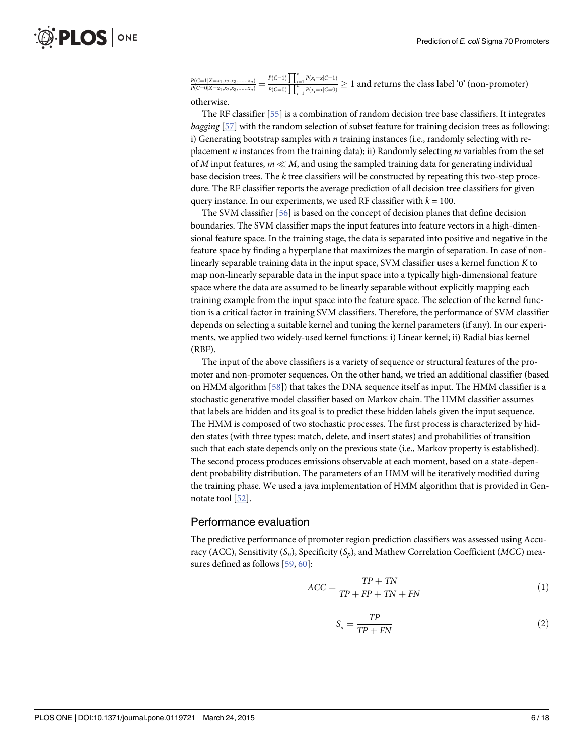$\frac{P(C=1|X=x_1,x_2,x_3,\ldots,x_n)}{P(C=0|X=x_1,x_2,x_3,\ldots,x_n)} = \frac{P(C=1)\prod_{i=1}^{n} P(x_i=x|C=1)}{P(C=0)\prod_{i=1}^{n} P(x_i=x|C=0)} \geq 1$ and returns the class label '0' (non-promoter) otherwise.

The RF classifier [55] is a combination of random decision tree base classifiers. It integrates *bagging* [57] with the random selection of subset feature for training decision trees as following: i) Generating bootstrap samples with $n$ training instances (i.e., randomly selecting with replacement $n$ instances from the training data); ii) Randomly selecting $m$ variables from the set of $M$ input features, $m \ll M$, and using the sampled training data for generating individual base decision trees. The $k$ tree classifiers will be constructed by repeating this two-step procedure. The RF classifier reports the average prediction of all decision tree classifiers for given query instance. In our experiments, we used RF classifier with $k = 100$.

The SVM classifier [56] is based on the concept of decision planes that define decision boundaries. The SVM classifier maps the input features into feature vectors in a high-dimensional feature space. In the training stage, the data is separated into positive and negative in the feature space by finding a hyperplane that maximizes the margin of separation. In case of non-linearly separable training data in the input space, SVM classifier uses a kernel function $K$ to map non-linearly separable data in the input space into a typically high-dimensional feature space where the data are assumed to be linearly separable without explicitly mapping each training example from the input space into the feature space. The selection of the kernel function is a critical factor in training SVM classifiers. Therefore, the performance of SVM classifier depends on selecting a suitable kernel and tuning the kernel parameters (if any). In our experiments, we applied two widely-used kernel functions: i) Linear kernel; ii) Radial bias kernel (RBF).

The input of the above classifiers is a variety of sequence or structural features of the promoter and non-promoter sequences. On the other hand, we tried an additional classifier (based on HMM algorithm [58]) that takes the DNA sequence itself as input. The HMM classifier is a stochastic generative model classifier based on Markov chain. The HMM classifier assumes that labels are hidden and its goal is to predict these hidden labels given the input sequence. The HMM is composed of two stochastic processes. The first process is characterized by hidden states (with three types: match, delete, and insert states) and probabilities of transition such that each state depends only on the previous state (i.e., Markov property is established). The second process produces emissions observable at each moment, based on a state-dependent probability distribution. The parameters of an HMM will be iteratively modified during the training phase. We used a java implementation of HMM algorithm that is provided in Gennotate tool [52].

## Performance evaluation

The predictive performance of promoter region prediction classifiers was assessed using Accuracy (ACC), Sensitivity ($S_n$), Specificity ($S_p$), and Mathew Correlation Coefficient ($MCC$) measures defined as follows [59, 60]:

$$ACC = \frac{TP + TN}{TP + FP + TN + FN} \tag{1}$$

$$S_n = \frac{TP}{TP + FN} \tag{2}$$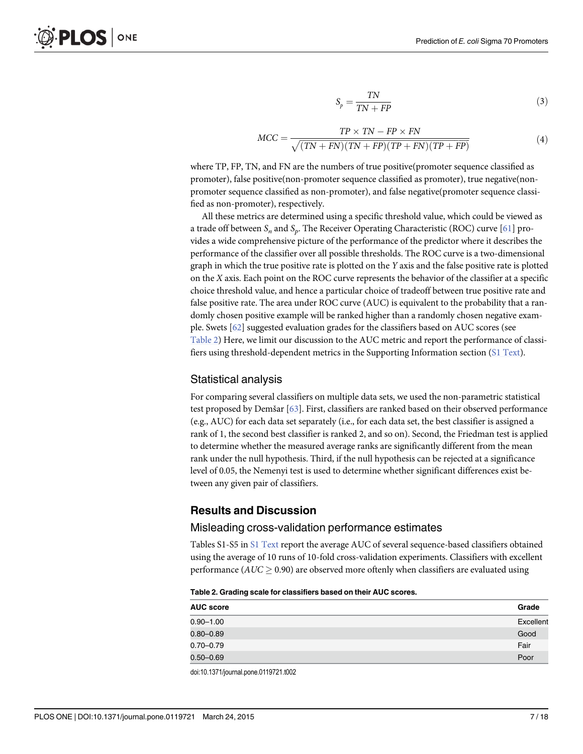$$S_p = \frac{TN}{TN + FP} \tag{3}$$

$$MCC = \frac{TP \times TN - FP \times FN}{\sqrt{(TN + FN)(TN + FP)(TP + FN)(TP + FP)}} \tag{4}$$

where TP, FP, TN, and FN are the numbers of true positive(promoter sequence classified as promoter), false positive(non-promoter sequence classified as promoter), true negative(non-promoter sequence classified as non-promoter), and false negative(promoter sequence classified as non-promoter), respectively.

All these metrics are determined using a specific threshold value, which could be viewed as a trade off between $S_n$ and $S_p$. The Receiver Operating Characteristic (ROC) curve [61] provides a wide comprehensive picture of the performance of the predictor where it describes the performance of the classifier over all possible thresholds. The ROC curve is a two-dimensional graph in which the true positive rate is plotted on the *Y* axis and the false positive rate is plotted on the *X* axis. Each point on the ROC curve represents the behavior of the classifier at a specific choice threshold value, and hence a particular choice of tradeoff between true positive rate and false positive rate. The area under ROC curve (AUC) is equivalent to the probability that a randomly chosen positive example will be ranked higher than a randomly chosen negative example. Swets [62] suggested evaluation grades for the classifiers based on AUC scores (see Table 2) Here, we limit our discussion to the AUC metric and report the performance of classifiers using threshold-dependent metrics in the Supporting Information section (S1 Text).

## Statistical analysis

For comparing several classifiers on multiple data sets, we used the non-parametric statistical test proposed by Demšar [63]. First, classifiers are ranked based on their observed performance (e.g., AUC) for each data set separately (i.e., for each data set, the best classifier is assigned a rank of 1, the second best classifier is ranked 2, and so on). Second, the Friedman test is applied to determine whether the measured average ranks are significantly different from the mean rank under the null hypothesis. Third, if the null hypothesis can be rejected at a significance level of 0.05, the Nemenyi test is used to determine whether significant differences exist between any given pair of classifiers.

# Results and Discussion

## Misleading cross-validation performance estimates

Tables S1-S5 in S1 Text report the average AUC of several sequence-based classifiers obtained using the average of 10 runs of 10-fold cross-validation experiments. Classifiers with excellent performance ($AUC \geq 0.90$) are observed more oftenly when classifiers are evaluated using

**Table 2. Grading scale for classifiers based on their AUC scores.**

| AUC score | Grade |
| --- | --- |
| 0.90–1.00 | Excellent |
| 0.80–0.89 | Good |
| 0.70–0.79 | Fair |
| 0.50–0.69 | Poor |

doi:10.1371/journal.pone.0119721.t002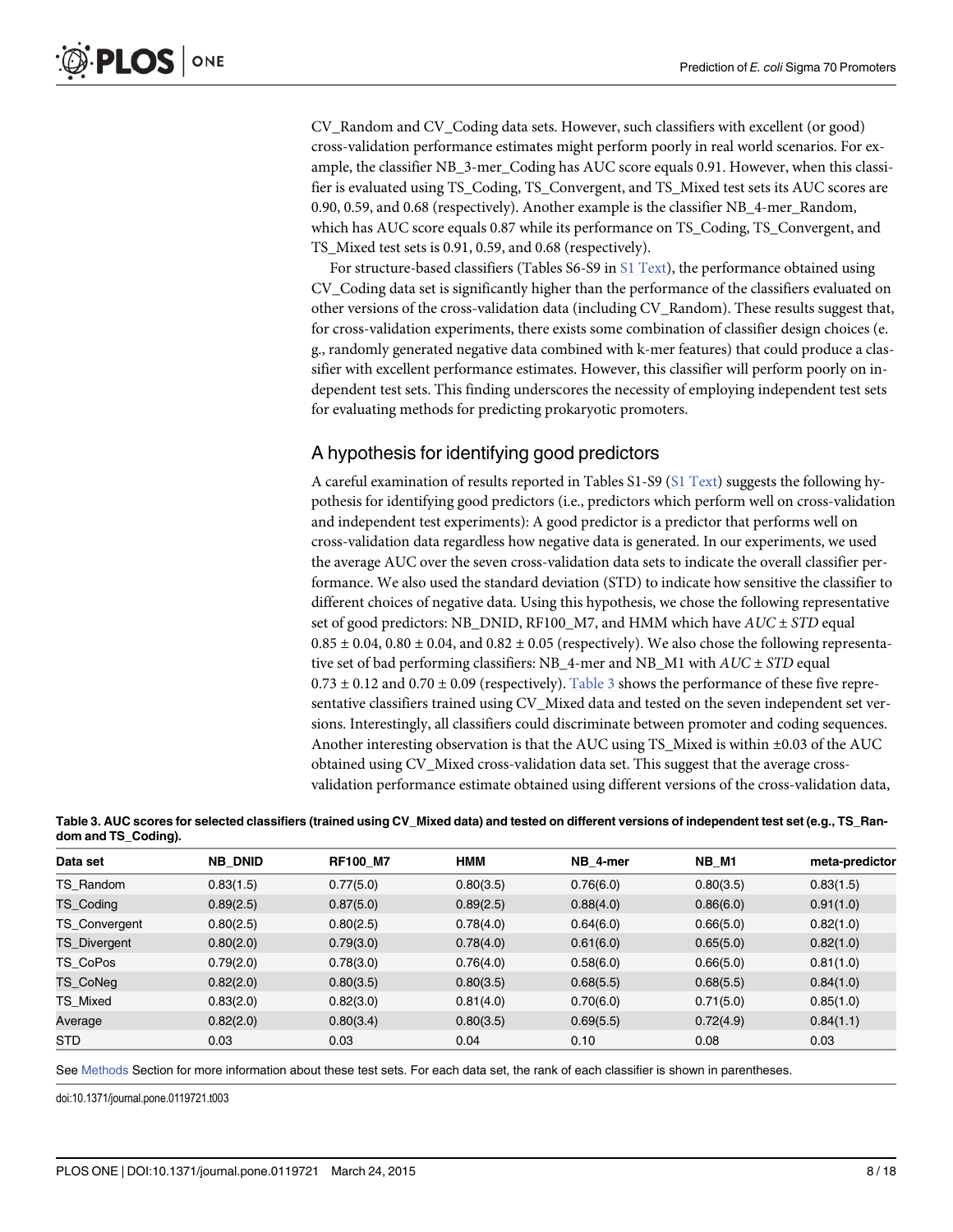CV_Random and CV_Coding data sets. However, such classifiers with excellent (or good) cross-validation performance estimates might perform poorly in real world scenarios. For example, the classifier NB_3-mer_Coding has AUC score equals 0.91. However, when this classifier is evaluated using TS_Coding, TS_Convergent, and TS_Mixed test sets its AUC scores are 0.90, 0.59, and 0.68 (respectively). Another example is the classifier NB_4-mer_Random, which has AUC score equals 0.87 while its performance on TS_Coding, TS_Convergent, and TS_Mixed test sets is 0.91, 0.59, and 0.68 (respectively).

For structure-based classifiers (Tables S6-S9 in S1 Text), the performance obtained using CV_Coding data set is significantly higher than the performance of the classifiers evaluated on other versions of the cross-validation data (including CV_Random). These results suggest that, for cross-validation experiments, there exists some combination of classifier design choices (e.g., randomly generated negative data combined with k-mer features) that could produce a classifier with excellent performance estimates. However, this classifier will perform poorly on independent test sets. This finding underscores the necessity of employing independent test sets for evaluating methods for predicting prokaryotic promoters.

## A hypothesis for identifying good predictors

A careful examination of results reported in Tables S1-S9 (S1 Text) suggests the following hypothesis for identifying good predictors (i.e., predictors which perform well on cross-validation and independent test experiments): A good predictor is a predictor that performs well on cross-validation data regardless how negative data is generated. In our experiments, we used the average AUC over the seven cross-validation data sets to indicate the overall classifier performance. We also used the standard deviation (STD) to indicate how sensitive the classifier to different choices of negative data. Using this hypothesis, we chose the following representative set of good predictors: NB_DNID, RF100_M7, and HMM which have $AUC \pm STD$ equal $0.85 \pm 0.04$, $0.80 \pm 0.04$, and $0.82 \pm 0.05$ (respectively). We also chose the following representative set of bad performing classifiers: NB_4-mer and NB_M1 with $AUC \pm STD$ equal $0.73 \pm 0.12$ and $0.70 \pm 0.09$ (respectively). Table 3 shows the performance of these five representative classifiers trained using CV_Mixed data and tested on the seven independent set versions. Interestingly, all classifiers could discriminate between promoter and coding sequences. Another interesting observation is that the AUC using TS_Mixed is within ±0.03 of the AUC obtained using CV_Mixed cross-validation data set. This suggest that the average cross-validation performance estimate obtained using different versions of the cross-validation data,

**Table 3. AUC scores for selected classifiers (trained using CV_Mixed data) and tested on different versions of independent test set (e.g., TS_Random and TS_Coding).**

| Data set | NB_DNID | RF100_M7 | HMM | NB_4-mer | NB_M1 | meta-predictor |
|---|---|---|---|---|---|---|
| TS_Random | 0.83(1.5) | 0.77(5.0) | 0.80(3.5) | 0.76(6.0) | 0.80(3.5) | 0.83(1.5) |
| TS_Coding | 0.89(2.5) | 0.87(5.0) | 0.89(2.5) | 0.88(4.0) | 0.86(6.0) | 0.91(1.0) |
| TS_Convergent | 0.80(2.5) | 0.80(2.5) | 0.78(4.0) | 0.64(6.0) | 0.66(5.0) | 0.82(1.0) |
| TS_Divergent | 0.80(2.0) | 0.79(3.0) | 0.78(4.0) | 0.61(6.0) | 0.65(5.0) | 0.82(1.0) |
| TS_CoPos | 0.79(2.0) | 0.78(3.0) | 0.76(4.0) | 0.58(6.0) | 0.66(5.0) | 0.81(1.0) |
| TS_CoNeg | 0.82(2.0) | 0.80(3.5) | 0.80(3.5) | 0.68(5.5) | 0.68(5.5) | 0.84(1.0) |
| TS_Mixed | 0.83(2.0) | 0.82(3.0) | 0.81(4.0) | 0.70(6.0) | 0.71(5.0) | 0.85(1.0) |
| Average | 0.82(2.0) | 0.80(3.4) | 0.80(3.5) | 0.69(5.5) | 0.72(4.9) | 0.84(1.1) |
| STD | 0.03 | 0.03 | 0.04 | 0.10 | 0.08 | 0.03 |

See Methods Section for more information about these test sets. For each data set, the rank of each classifier is shown in parentheses.

doi:10.1371/journal.pone.0119721.t003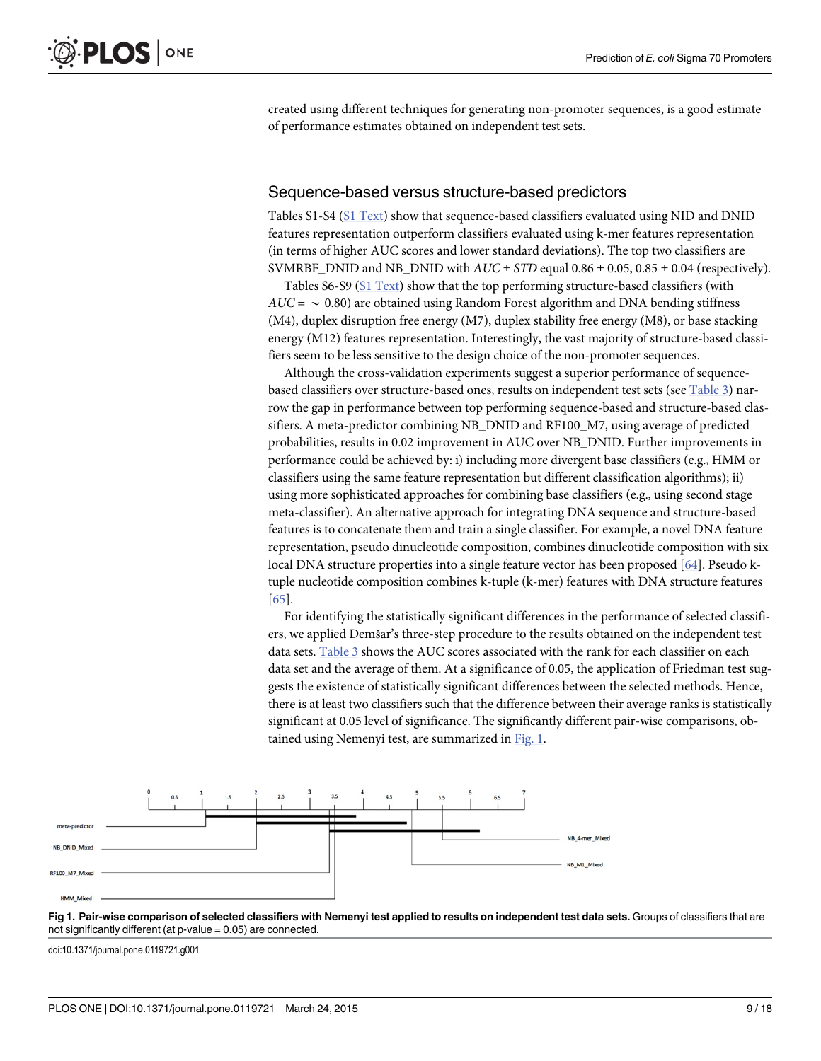created using different techniques for generating non-promoter sequences, is a good estimate of performance estimates obtained on independent test sets.

## Sequence-based versus structure-based predictors

Tables S1-S4 (S1 Text) show that sequence-based classifiers evaluated using NID and DNID features representation outperform classifiers evaluated using k-mer features representation (in terms of higher AUC scores and lower standard deviations). The top two classifiers are SVMRBF_DNID and NB_DNID with $AUC \pm STD$ equal 0.86 ± 0.05, 0.85 ± 0.04 (respectively).

Tables S6-S9 (S1 Text) show that the top performing structure-based classifiers (with $AUC = \sim 0.80$) are obtained using Random Forest algorithm and DNA bending stiffness (M4), duplex disruption free energy (M7), duplex stability free energy (M8), or base stacking energy (M12) features representation. Interestingly, the vast majority of structure-based classifiers seem to be less sensitive to the design choice of the non-promoter sequences.

Although the cross-validation experiments suggest a superior performance of sequence-based classifiers over structure-based ones, results on independent test sets (see Table 3) narrow the gap in performance between top performing sequence-based and structure-based classifiers. A meta-predictor combining NB_DNID and RF100_M7, using average of predicted probabilities, results in 0.02 improvement in AUC over NB_DNID. Further improvements in performance could be achieved by: i) including more divergent base classifiers (e.g., HMM or classifiers using the same feature representation but different classification algorithms); ii) using more sophisticated approaches for combining base classifiers (e.g., using second stage meta-classifier). An alternative approach for integrating DNA sequence and structure-based features is to concatenate them and train a single classifier. For example, a novel DNA feature representation, pseudo dinucleotide composition, combines dinucleotide composition with six local DNA structure properties into a single feature vector has been proposed [64]. Pseudo k-tuple nucleotide composition combines k-tuple (k-mer) features with DNA structure features [65].

For identifying the statistically significant differences in the performance of selected classifiers, we applied Demšar's three-step procedure to the results obtained on the independent test data sets. Table 3 shows the AUC scores associated with the rank for each classifier on each data set and the average of them. At a significance of 0.05, the application of Friedman test suggests the existence of statistically significant differences between the selected methods. Hence, there is at least two classifiers such that the difference between their average ranks is statistically significant at 0.05 level of significance. The significantly different pair-wise comparisons, obtained using Nemenyi test, are summarized in Fig. 1.

**Fig 1. Pair-wise comparison of selected classifiers with Nemenyi test applied to results on independent test data sets.** Groups of classifiers that are not significantly different (at p-value = 0.05) are connected.

doi:10.1371/journal.pone.0119721.g001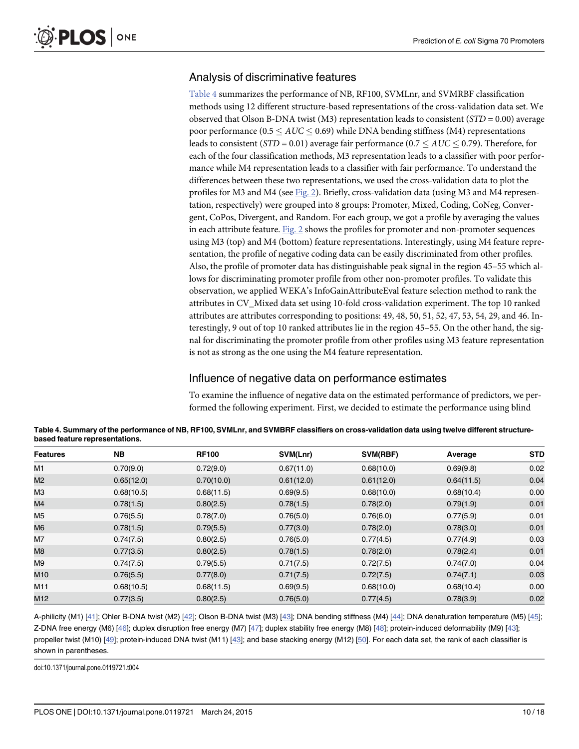## Analysis of discriminative features

Table 4 summarizes the performance of NB, RF100, SVMLnr, and SVMRBF classification methods using 12 different structure-based representations of the cross-validation data set. We observed that Olson B-DNA twist (M3) representation leads to consistent ($STD = 0.00$) average poor performance ($0.5 \leq AUC \leq 0.69$) while DNA bending stiffness (M4) representations leads to consistent ($STD = 0.01$) average fair performance ($0.7 \leq AUC \leq 0.79$). Therefore, for each of the four classification methods, M3 representation leads to a classifier with poor performance while M4 representation leads to a classifier with fair performance. To understand the differences between these two representations, we used the cross-validation data to plot the profiles for M3 and M4 (see Fig. 2). Briefly, cross-validation data (using M3 and M4 representation, respectively) were grouped into 8 groups: Promoter, Mixed, Coding, CoNeg, Convergent, CoPos, Divergent, and Random. For each group, we got a profile by averaging the values in each attribute feature. Fig. 2 shows the profiles for promoter and non-promoter sequences using M3 (top) and M4 (bottom) feature representations. Interestingly, using M4 feature representation, the profile of negative coding data can be easily discriminated from other profiles. Also, the profile of promoter data has distinguishable peak signal in the region 45–55 which allows for discriminating promoter profile from other non-promoter profiles. To validate this observation, we applied WEKA's InfoGainAttributeEval feature selection method to rank the attributes in CV_Mixed data set using 10-fold cross-validation experiment. The top 10 ranked attributes are attributes corresponding to positions: 49, 48, 50, 51, 52, 47, 53, 54, 29, and 46. Interestingly, 9 out of top 10 ranked attributes lie in the region 45–55. On the other hand, the signal for discriminating the promoter profile from other profiles using M3 feature representation is not as strong as the one using the M4 feature representation.

## Influence of negative data on performance estimates

To examine the influence of negative data on the estimated performance of predictors, we performed the following experiment. First, we decided to estimate the performance using blind

**Table 4. Summary of the performance of NB, RF100, SVMLnr, and SVMBRF classifiers on cross-validation data using twelve different structure-based feature representations.**

| Features | NB | RF100 | SVM(Lnr) | SVM(RBF) | Average | STD |
|---|---|---|---|---|---|---|
| M1 | 0.70(9.0) | 0.72(9.0) | 0.67(11.0) | 0.68(10.0) | 0.69(9.8) | 0.02 |
| M2 | 0.65(12.0) | 0.70(10.0) | 0.61(12.0) | 0.61(12.0) | 0.64(11.5) | 0.04 |
| M3 | 0.68(10.5) | 0.68(11.5) | 0.69(9.5) | 0.68(10.0) | 0.68(10.4) | 0.00 |
| M4 | 0.78(1.5) | 0.80(2.5) | 0.78(1.5) | 0.78(2.0) | 0.79(1.9) | 0.01 |
| M5 | 0.76(5.5) | 0.78(7.0) | 0.76(5.0) | 0.76(6.0) | 0.77(5.9) | 0.01 |
| M6 | 0.78(1.5) | 0.79(5.5) | 0.77(3.0) | 0.78(2.0) | 0.78(3.0) | 0.01 |
| M7 | 0.74(7.5) | 0.80(2.5) | 0.76(5.0) | 0.77(4.5) | 0.77(4.9) | 0.03 |
| M8 | 0.77(3.5) | 0.80(2.5) | 0.78(1.5) | 0.78(2.0) | 0.78(2.4) | 0.01 |
| M9 | 0.74(7.5) | 0.79(5.5) | 0.71(7.5) | 0.72(7.5) | 0.74(7.0) | 0.04 |
| M10 | 0.76(5.5) | 0.77(8.0) | 0.71(7.5) | 0.72(7.5) | 0.74(7.1) | 0.03 |
| M11 | 0.68(10.5) | 0.68(11.5) | 0.69(9.5) | 0.68(10.0) | 0.68(10.4) | 0.00 |
| M12 | 0.77(3.5) | 0.80(2.5) | 0.76(5.0) | 0.77(4.5) | 0.78(3.9) | 0.02 |

A-philicity (M1) [41]; Ohler B-DNA twist (M2) [42]; Olson B-DNA twist (M3) [43]; DNA bending stiffness (M4) [44]; DNA denaturation temperature (M5) [45]; Z-DNA free energy (M6) [46]; duplex disruption free energy (M7) [47]; duplex stability free energy (M8) [48]; protein-induced deformability (M9) [43]; propeller twist (M10) [49]; protein-induced DNA twist (M11) [43]; and base stacking energy (M12) [50]. For each data set, the rank of each classifier is shown in parentheses.

doi:10.1371/journal.pone.0119721.t004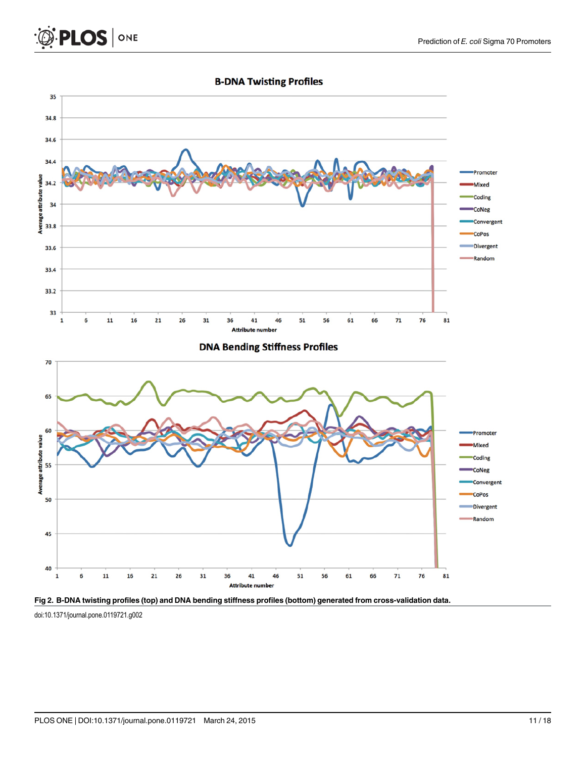**Fig 2. B-DNA twisting profiles (top) and DNA bending stiffness profiles (bottom) generated from cross-validation data.**

doi:10.1371/journal.pone.0119721.g002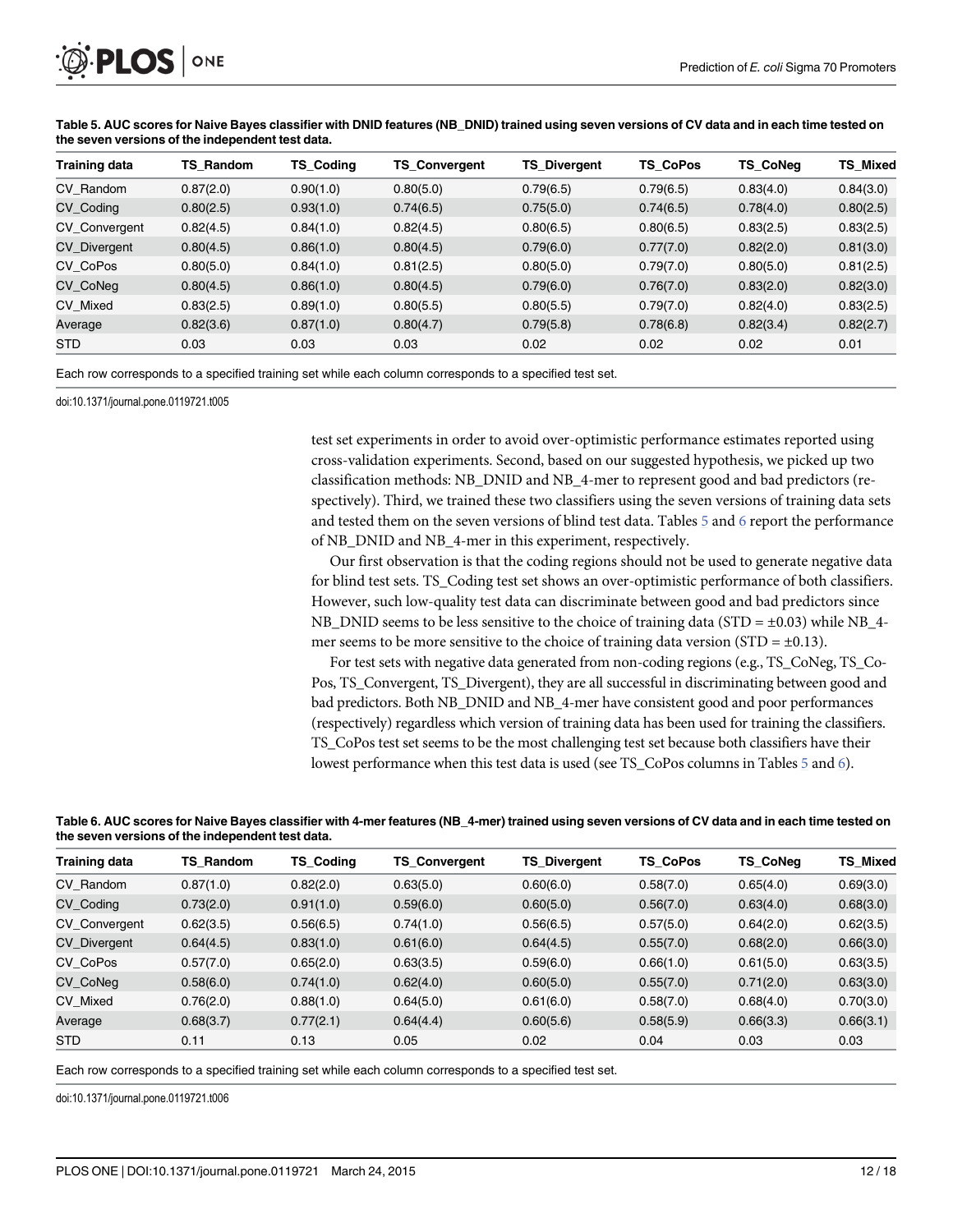**Table 5. AUC scores for Naive Bayes classifier with DNID features (NB_DNID) trained using seven versions of CV data and in each time tested on the seven versions of the independent test data.**

| Training data | TS_Random | TS_Coding | TS_Convergent | TS_Divergent | TS_CoPos | TS_CoNeg | TS_Mixed |
|---|---|---|---|---|---|---|---|
| CV_Random | 0.87(2.0) | 0.90(1.0) | 0.80(5.0) | 0.79(6.5) | 0.79(6.5) | 0.83(4.0) | 0.84(3.0) |
| CV_Coding | 0.80(2.5) | 0.93(1.0) | 0.74(6.5) | 0.75(5.0) | 0.74(6.5) | 0.78(4.0) | 0.80(2.5) |
| CV_Convergent | 0.82(4.5) | 0.84(1.0) | 0.82(4.5) | 0.80(6.5) | 0.80(6.5) | 0.83(2.5) | 0.83(2.5) |
| CV_Divergent | 0.80(4.5) | 0.86(1.0) | 0.80(4.5) | 0.79(6.0) | 0.77(7.0) | 0.82(2.0) | 0.81(3.0) |
| CV_CoPos | 0.80(5.0) | 0.84(1.0) | 0.81(2.5) | 0.80(5.0) | 0.79(7.0) | 0.80(5.0) | 0.81(2.5) |
| CV_CoNeg | 0.80(4.5) | 0.86(1.0) | 0.80(4.5) | 0.79(6.0) | 0.76(7.0) | 0.83(2.0) | 0.82(3.0) |
| CV_Mixed | 0.83(2.5) | 0.89(1.0) | 0.80(5.5) | 0.80(5.5) | 0.79(7.0) | 0.82(4.0) | 0.83(2.5) |
| Average | 0.82(3.6) | 0.87(1.0) | 0.80(4.7) | 0.79(5.8) | 0.78(6.8) | 0.82(3.4) | 0.82(2.7) |
| STD | 0.03 | 0.03 | 0.03 | 0.02 | 0.02 | 0.02 | 0.01 |

Each row corresponds to a specified training set while each column corresponds to a specified test set.

doi:10.1371/journal.pone.0119721.t005

test set experiments in order to avoid over-optimistic performance estimates reported using cross-validation experiments. Second, based on our suggested hypothesis, we picked up two classification methods: NB_DNID and NB_4-mer to represent good and bad predictors (respectively). Third, we trained these two classifiers using the seven versions of training data sets and tested them on the seven versions of blind test data. Tables 5 and 6 report the performance of NB_DNID and NB_4-mer in this experiment, respectively.

Our first observation is that the coding regions should not be used to generate negative data for blind test sets. TS_Coding test set shows an over-optimistic performance of both classifiers. However, such low-quality test data can discriminate between good and bad predictors since NB_DNID seems to be less sensitive to the choice of training data (STD = ±0.03) while NB_4-mer seems to be more sensitive to the choice of training data version (STD = ±0.13).

For test sets with negative data generated from non-coding regions (e.g., TS_CoNeg, TS_CoPos, TS_Convergent, TS_Divergent), they are all successful in discriminating between good and bad predictors. Both NB_DNID and NB_4-mer have consistent good and poor performances (respectively) regardless which version of training data has been used for training the classifiers. TS_CoPos test set seems to be the most challenging test set because both classifiers have their lowest performance when this test data is used (see TS_CoPos columns in Tables 5 and 6).

**Table 6. AUC scores for Naive Bayes classifier with 4-mer features (NB_4-mer) trained using seven versions of CV data and in each time tested on the seven versions of the independent test data.**

| Training data | TS_Random | TS_Coding | TS_Convergent | TS_Divergent | TS_CoPos | TS_CoNeg | TS_Mixed |
|---|---|---|---|---|---|---|---|
| CV_Random | 0.87(1.0) | 0.82(2.0) | 0.63(5.0) | 0.60(6.0) | 0.58(7.0) | 0.65(4.0) | 0.69(3.0) |
| CV_Coding | 0.73(2.0) | 0.91(1.0) | 0.59(6.0) | 0.60(5.0) | 0.56(7.0) | 0.63(4.0) | 0.68(3.0) |
| CV_Convergent | 0.62(3.5) | 0.56(6.5) | 0.74(1.0) | 0.56(6.5) | 0.57(5.0) | 0.64(2.0) | 0.62(3.5) |
| CV_Divergent | 0.64(4.5) | 0.83(1.0) | 0.61(6.0) | 0.64(4.5) | 0.55(7.0) | 0.68(2.0) | 0.66(3.0) |
| CV_CoPos | 0.57(7.0) | 0.65(2.0) | 0.63(3.5) | 0.59(6.0) | 0.66(1.0) | 0.61(5.0) | 0.63(3.5) |
| CV_CoNeg | 0.58(6.0) | 0.74(1.0) | 0.62(4.0) | 0.60(5.0) | 0.55(7.0) | 0.71(2.0) | 0.63(3.0) |
| CV_Mixed | 0.76(2.0) | 0.88(1.0) | 0.64(5.0) | 0.61(6.0) | 0.58(7.0) | 0.68(4.0) | 0.70(3.0) |
| Average | 0.68(3.7) | 0.77(2.1) | 0.64(4.4) | 0.60(5.6) | 0.58(5.9) | 0.66(3.3) | 0.66(3.1) |
| STD | 0.11 | 0.13 | 0.05 | 0.02 | 0.04 | 0.03 | 0.03 |

Each row corresponds to a specified training set while each column corresponds to a specified test set.

doi:10.1371/journal.pone.0119721.t006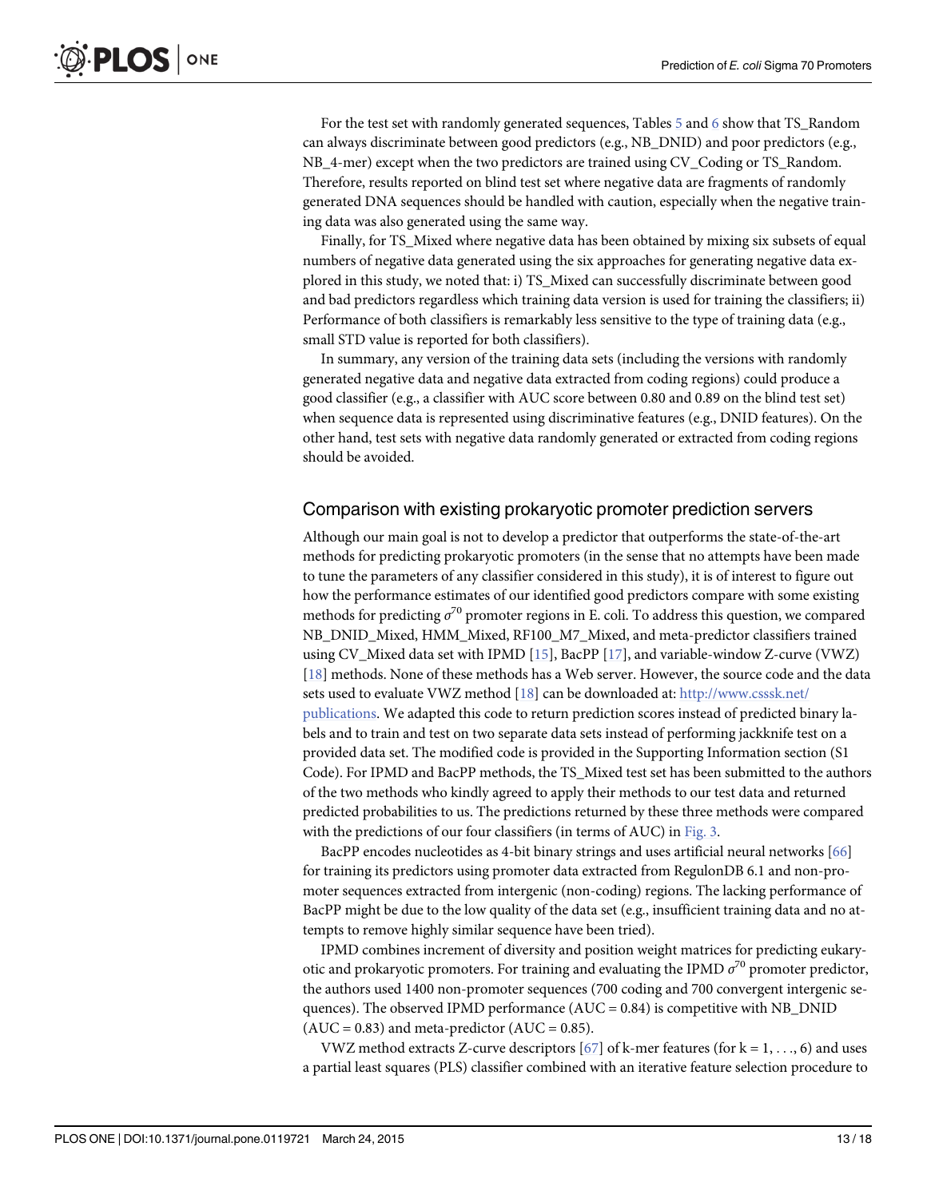For the test set with randomly generated sequences, Tables 5 and 6 show that TS_Random can always discriminate between good predictors (e.g., NB_DNID) and poor predictors (e.g., NB_4-mer) except when the two predictors are trained using CV_Coding or TS_Random. Therefore, results reported on blind test set where negative data are fragments of randomly generated DNA sequences should be handled with caution, especially when the negative training data was also generated using the same way.

Finally, for TS_Mixed where negative data has been obtained by mixing six subsets of equal numbers of negative data generated using the six approaches for generating negative data explored in this study, we noted that: i) TS_Mixed can successfully discriminate between good and bad predictors regardless which training data version is used for training the classifiers; ii) Performance of both classifiers is remarkably less sensitive to the type of training data (e.g., small STD value is reported for both classifiers).

In summary, any version of the training data sets (including the versions with randomly generated negative data and negative data extracted from coding regions) could produce a good classifier (e.g., a classifier with AUC score between 0.80 and 0.89 on the blind test set) when sequence data is represented using discriminative features (e.g., DNID features). On the other hand, test sets with negative data randomly generated or extracted from coding regions should be avoided.

## Comparison with existing prokaryotic promoter prediction servers

Although our main goal is not to develop a predictor that outperforms the state-of-the-art methods for predicting prokaryotic promoters (in the sense that no attempts have been made to tune the parameters of any classifier considered in this study), it is of interest to figure out how the performance estimates of our identified good predictors compare with some existing methods for predicting $\sigma^{70}$ promoter regions in E. coli. To address this question, we compared NB_DNID_Mixed, HMM_Mixed, RF100_M7_Mixed, and meta-predictor classifiers trained using CV_Mixed data set with IPMD [15], BacPP [17], and variable-window Z-curve (VWZ) [18] methods. None of these methods has a Web server. However, the source code and the data sets used to evaluate VWZ method [18] can be downloaded at: http://www.csssk.net/publications. We adapted this code to return prediction scores instead of predicted binary labels and to train and test on two separate data sets instead of performing jackknife test on a provided data set. The modified code is provided in the Supporting Information section (S1 Code). For IPMD and BacPP methods, the TS_Mixed test set has been submitted to the authors of the two methods who kindly agreed to apply their methods to our test data and returned predicted probabilities to us. The predictions returned by these three methods were compared with the predictions of our four classifiers (in terms of AUC) in Fig. 3.

BacPP encodes nucleotides as 4-bit binary strings and uses artificial neural networks [66] for training its predictors using promoter data extracted from RegulonDB 6.1 and non-promoter sequences extracted from intergenic (non-coding) regions. The lacking performance of BacPP might be due to the low quality of the data set (e.g., insufficient training data and no attempts to remove highly similar sequence have been tried).

IPMD combines increment of diversity and position weight matrices for predicting eukaryotic and prokaryotic promoters. For training and evaluating the IPMD $\sigma^{70}$ promoter predictor, the authors used 1400 non-promoter sequences (700 coding and 700 convergent intergenic sequences). The observed IPMD performance (AUC = 0.84) is competitive with NB_DNID (AUC = 0.83) and meta-predictor (AUC = 0.85).

VWZ method extracts Z-curve descriptors [67] of k-mer features (for $k = 1, \ldots, 6$) and uses a partial least squares (PLS) classifier combined with an iterative feature selection procedure to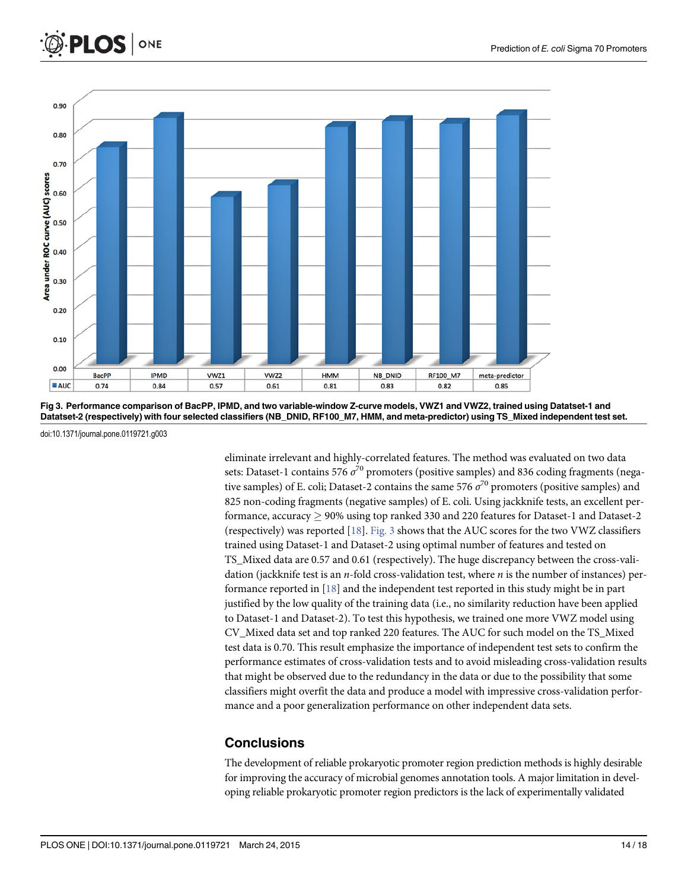| | BacPP | IPMD | VWZ1 | VWZ2 | HMM | NB_DNID | RF100_M7 | meta-predictor |
|---|---|---|---|---|---|---|---|---|
| AUC | 0.74 | 0.84 | 0.57 | 0.61 | 0.81 | 0.83 | 0.82 | 0.85 |

**Fig 3. Performance comparison of BacPP, IPMD, and two variable-window Z-curve models, VWZ1 and VWZ2, trained using Datatset-1 and Datatset-2 (respectively) with four selected classifiers (NB_DNID, RF100_M7, HMM, and meta-predictor) using TS_Mixed independent test set.**

doi:10.1371/journal.pone.0119721.g003

eliminate irrelevant and highly-correlated features. The method was evaluated on two data sets: Dataset-1 contains 576 $\sigma^{70}$ promoters (positive samples) and 836 coding fragments (negative samples) of E. coli; Dataset-2 contains the same 576 $\sigma^{70}$ promoters (positive samples) and 825 non-coding fragments (negative samples) of E. coli. Using jackknife tests, an excellent performance, accuracy $\geq$ 90% using top ranked 330 and 220 features for Dataset-1 and Dataset-2 (respectively) was reported [18]. Fig. 3 shows that the AUC scores for the two VWZ classifiers trained using Dataset-1 and Dataset-2 using optimal number of features and tested on TS_Mixed data are 0.57 and 0.61 (respectively). The huge discrepancy between the cross-validation (jackknife test is an $n$-fold cross-validation test, where $n$ is the number of instances) performance reported in [18] and the independent test reported in this study might be in part justified by the low quality of the training data (i.e., no similarity reduction have been applied to Dataset-1 and Dataset-2). To test this hypothesis, we trained one more VWZ model using CV_Mixed data set and top ranked 220 features. The AUC for such model on the TS_Mixed test data is 0.70. This result emphasize the importance of independent test sets to confirm the performance estimates of cross-validation tests and to avoid misleading cross-validation results that might be observed due to the redundancy in the data or due to the possibility that some classifiers might overfit the data and produce a model with impressive cross-validation performance and a poor generalization performance on other independent data sets.

## Conclusions

The development of reliable prokaryotic promoter region prediction methods is highly desirable for improving the accuracy of microbial genomes annotation tools. A major limitation in developing reliable prokaryotic promoter region predictors is the lack of experimentally validated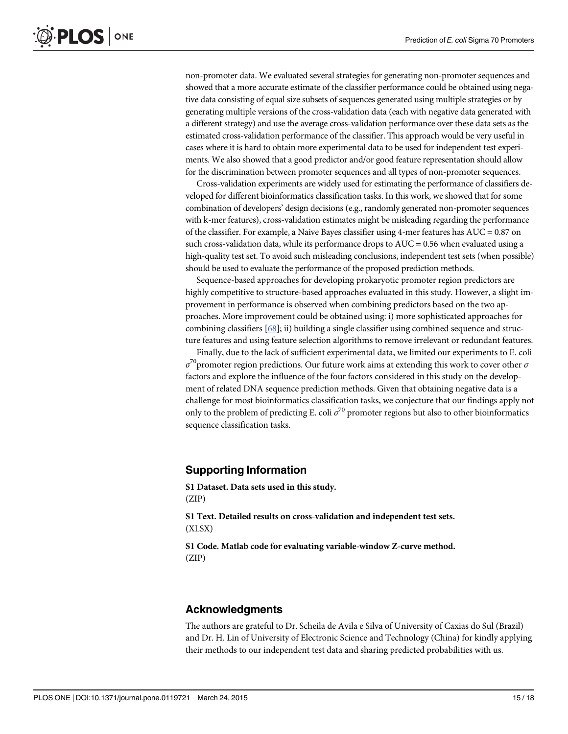non-promoter data. We evaluated several strategies for generating non-promoter sequences and showed that a more accurate estimate of the classifier performance could be obtained using negative data consisting of equal size subsets of sequences generated using multiple strategies or by generating multiple versions of the cross-validation data (each with negative data generated with a different strategy) and use the average cross-validation performance over these data sets as the estimated cross-validation performance of the classifier. This approach would be very useful in cases where it is hard to obtain more experimental data to be used for independent test experiments. We also showed that a good predictor and/or good feature representation should allow for the discrimination between promoter sequences and all types of non-promoter sequences.

Cross-validation experiments are widely used for estimating the performance of classifiers developed for different bioinformatics classification tasks. In this work, we showed that for some combination of developers' design decisions (e.g., randomly generated non-promoter sequences with k-mer features), cross-validation estimates might be misleading regarding the performance of the classifier. For example, a Naive Bayes classifier using 4-mer features has AUC = 0.87 on such cross-validation data, while its performance drops to AUC = 0.56 when evaluated using a high-quality test set. To avoid such misleading conclusions, independent test sets (when possible) should be used to evaluate the performance of the proposed prediction methods.

Sequence-based approaches for developing prokaryotic promoter region predictors are highly competitive to structure-based approaches evaluated in this study. However, a slight improvement in performance is observed when combining predictors based on the two approaches. More improvement could be obtained using: i) more sophisticated approaches for combining classifiers [68]; ii) building a single classifier using combined sequence and structure features and using feature selection algorithms to remove irrelevant or redundant features.

Finally, due to the lack of sufficient experimental data, we limited our experiments to E. coli $\sigma^{70}$promoter region predictions. Our future work aims at extending this work to cover other $\sigma$ factors and explore the influence of the four factors considered in this study on the development of related DNA sequence prediction methods. Given that obtaining negative data is a challenge for most bioinformatics classification tasks, we conjecture that our findings apply not only to the problem of predicting E. coli $\sigma^{70}$ promoter regions but also to other bioinformatics sequence classification tasks.

## Supporting Information

**S1 Dataset. Data sets used in this study.**
(ZIP)

**S1 Text. Detailed results on cross-validation and independent test sets.**
(XLSX)

**S1 Code. Matlab code for evaluating variable-window Z-curve method.**
(ZIP)

## Acknowledgments

The authors are grateful to Dr. Scheila de Avila e Silva of University of Caxias do Sul (Brazil) and Dr. H. Lin of University of Electronic Science and Technology (China) for kindly applying their methods to our independent test data and sharing predicted probabilities with us.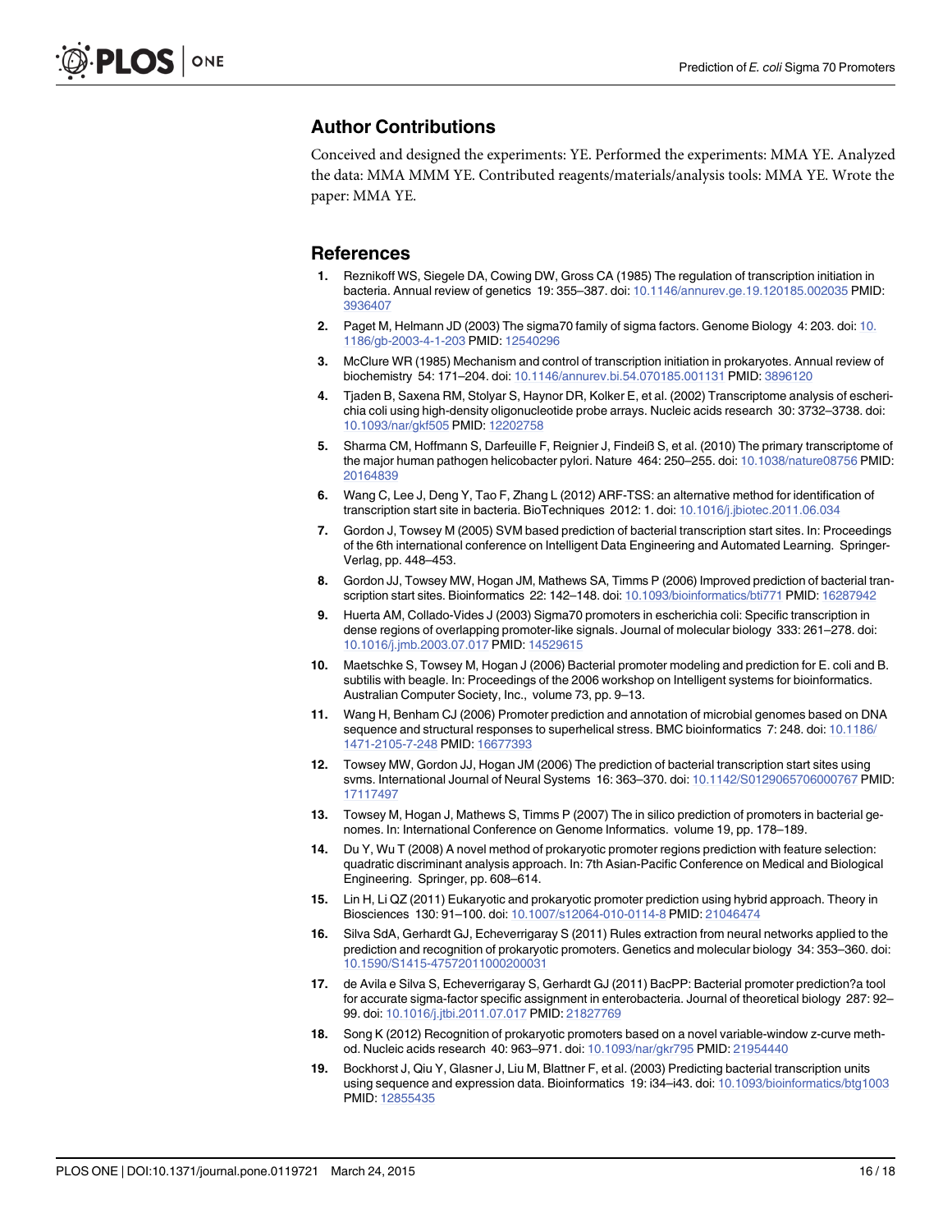## Author Contributions

Conceived and designed the experiments: YE. Performed the experiments: MMA YE. Analyzed the data: MMA MMM YE. Contributed reagents/materials/analysis tools: MMA YE. Wrote the paper: MMA YE.

## References

1. Reznikoff WS, Siegele DA, Cowing DW, Gross CA (1985) The regulation of transcription initiation in bacteria. Annual review of genetics 19: 355–387. doi: 10.1146/annurev.ge.19.120185.002035 PMID: 3936407
2. Paget M, Helmann JD (2003) The sigma70 family of sigma factors. Genome Biology 4: 203. doi: 10.1186/gb-2003-4-1-203 PMID: 12540296
3. McClure WR (1985) Mechanism and control of transcription initiation in prokaryotes. Annual review of biochemistry 54: 171–204. doi: 10.1146/annurev.bi.54.070185.001131 PMID: 3896120
4. Tjaden B, Saxena RM, Stolyar S, Haynor DR, Kolker E, et al. (2002) Transcriptome analysis of escherichia coli using high-density oligonucleotide probe arrays. Nucleic acids research 30: 3732–3738. doi: 10.1093/nar/gkf505 PMID: 12202758
5. Sharma CM, Hoffmann S, Darfeuille F, Reignier J, Findeiß S, et al. (2010) The primary transcriptome of the major human pathogen helicobacter pylori. Nature 464: 250–255. doi: 10.1038/nature08756 PMID: 20164839
6. Wang C, Lee J, Deng Y, Tao F, Zhang L (2012) ARF-TSS: an alternative method for identification of transcription start site in bacteria. BioTechniques 2012: 1. doi: 10.1016/j.jbiotec.2011.06.034
7. Gordon J, Towsey M (2005) SVM based prediction of bacterial transcription start sites. In: Proceedings of the 6th international conference on Intelligent Data Engineering and Automated Learning. Springer-Verlag, pp. 448–453.
8. Gordon JJ, Towsey MW, Hogan JM, Mathews SA, Timms P (2006) Improved prediction of bacterial transcription start sites. Bioinformatics 22: 142–148. doi: 10.1093/bioinformatics/bti771 PMID: 16287942
9. Huerta AM, Collado-Vides J (2003) Sigma70 promoters in escherichia coli: Specific transcription in dense regions of overlapping promoter-like signals. Journal of molecular biology 333: 261–278. doi: 10.1016/j.jmb.2003.07.017 PMID: 14529615
10. Maetschke S, Towsey M, Hogan J (2006) Bacterial promoter modeling and prediction for E. coli and B. subtilis with beagle. In: Proceedings of the 2006 workshop on Intelligent systems for bioinformatics. Australian Computer Society, Inc., volume 73, pp. 9–13.
11. Wang H, Benham CJ (2006) Promoter prediction and annotation of microbial genomes based on DNA sequence and structural responses to superhelical stress. BMC bioinformatics 7: 248. doi: 10.1186/1471-2105-7-248 PMID: 16677393
12. Towsey MW, Gordon JJ, Hogan JM (2006) The prediction of bacterial transcription start sites using svms. International Journal of Neural Systems 16: 363–370. doi: 10.1142/S0129065706000767 PMID: 17117497
13. Towsey M, Hogan J, Mathews S, Timms P (2007) The in silico prediction of promoters in bacterial genomes. In: International Conference on Genome Informatics. volume 19, pp. 178–189.
14. Du Y, Wu T (2008) A novel method of prokaryotic promoter regions prediction with feature selection: quadratic discriminant analysis approach. In: 7th Asian-Pacific Conference on Medical and Biological Engineering. Springer, pp. 608–614.
15. Lin H, Li QZ (2011) Eukaryotic and prokaryotic promoter prediction using hybrid approach. Theory in Biosciences 130: 91–100. doi: 10.1007/s12064-010-0114-8 PMID: 21046474
16. Silva SdA, Gerhardt GJ, Echeverrigaray S (2011) Rules extraction from neural networks applied to the prediction and recognition of prokaryotic promoters. Genetics and molecular biology 34: 353–360. doi: 10.1590/S1415-47572011000200031
17. de Avila e Silva S, Echeverrigaray S, Gerhardt GJ (2011) BacPP: Bacterial promoter prediction?a tool for accurate sigma-factor specific assignment in enterobacteria. Journal of theoretical biology 287: 92–99. doi: 10.1016/j.jtbi.2011.07.017 PMID: 21827769
18. Song K (2012) Recognition of prokaryotic promoters based on a novel variable-window z-curve method. Nucleic acids research 40: 963–971. doi: 10.1093/nar/gkr795 PMID: 21954440
19. Bockhorst J, Qiu Y, Glasner J, Liu M, Blattner F, et al. (2003) Predicting bacterial transcription units using sequence and expression data. Bioinformatics 19: i34–i43. doi: 10.1093/bioinformatics/btg1003 PMID: 12855435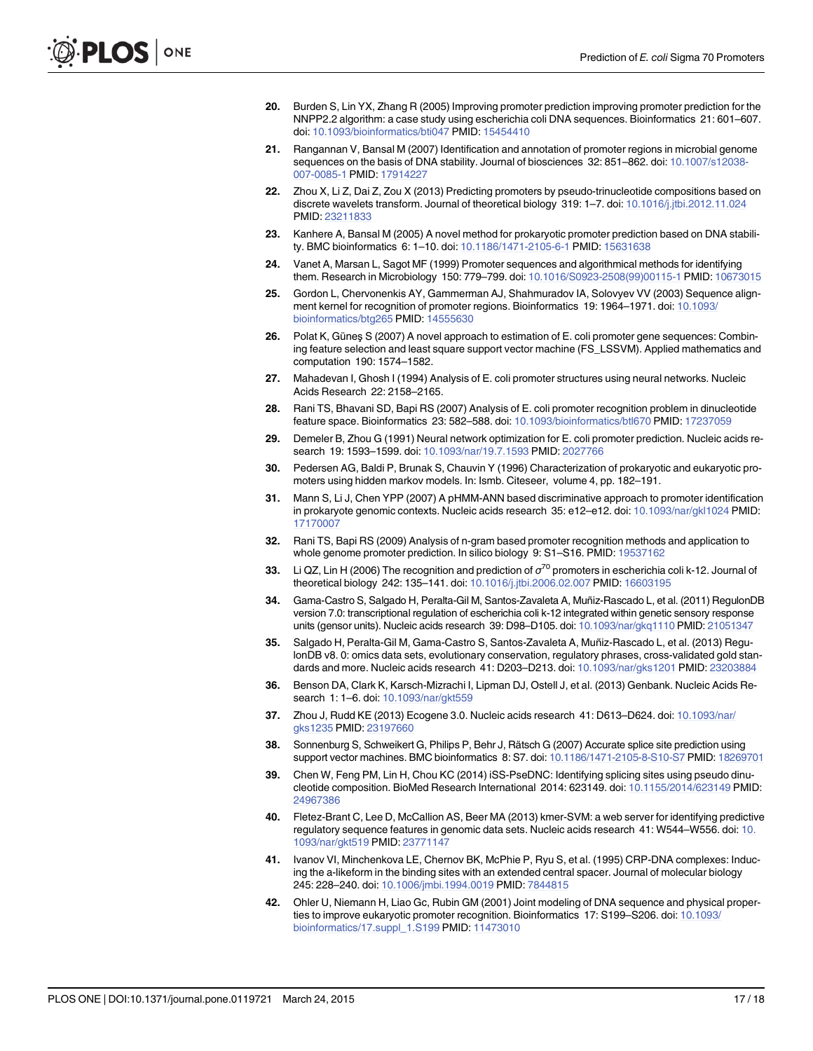20. Burden S, Lin YX, Zhang R (2005) Improving promoter prediction improving promoter prediction for the NNPP2.2 algorithm: a case study using escherichia coli DNA sequences. Bioinformatics 21: 601–607. doi: 10.1093/bioinformatics/bti047 PMID: 15454410

21. Rangannan V, Bansal M (2007) Identification and annotation of promoter regions in microbial genome sequences on the basis of DNA stability. Journal of biosciences 32: 851–862. doi: 10.1007/s12038-007-0085-1 PMID: 17914227

22. Zhou X, Li Z, Dai Z, Zou X (2013) Predicting promoters by pseudo-trinucleotide compositions based on discrete wavelets transform. Journal of theoretical biology 319: 1–7. doi: 10.1016/j.jtbi.2012.11.024 PMID: 23211833

23. Kanhere A, Bansal M (2005) A novel method for prokaryotic promoter prediction based on DNA stability. BMC bioinformatics 6: 1–10. doi: 10.1186/1471-2105-6-1 PMID: 15631638

24. Vanet A, Marsan L, Sagot MF (1999) Promoter sequences and algorithmical methods for identifying them. Research in Microbiology 150: 779–799. doi: 10.1016/S0923-2508(99)00115-1 PMID: 10673015

25. Gordon L, Chervonenkis AY, Gammerman AJ, Shahmuradov IA, Solovyev VV (2003) Sequence alignment kernel for recognition of promoter regions. Bioinformatics 19: 1964–1971. doi: 10.1093/bioinformatics/btg265 PMID: 14555630

26. Polat K, Güneş S (2007) A novel approach to estimation of E. coli promoter gene sequences: Combining feature selection and least square support vector machine (FS_LSSVM). Applied mathematics and computation 190: 1574–1582.

27. Mahadevan I, Ghosh I (1994) Analysis of E. coli promoter structures using neural networks. Nucleic Acids Research 22: 2158–2165.

28. Rani TS, Bhavani SD, Bapi RS (2007) Analysis of E. coli promoter recognition problem in dinucleotide feature space. Bioinformatics 23: 582–588. doi: 10.1093/bioinformatics/btl670 PMID: 17237059

29. Demeler B, Zhou G (1991) Neural network optimization for E. coli promoter prediction. Nucleic acids research 19: 1593–1599. doi: 10.1093/nar/19.7.1593 PMID: 2027766

30. Pedersen AG, Baldi P, Brunak S, Chauvin Y (1996) Characterization of prokaryotic and eukaryotic promoters using hidden markov models. In: Ismb. Citeseer, volume 4, pp. 182–191.

31. Mann S, Li J, Chen YPP (2007) A pHMM-ANN based discriminative approach to promoter identification in prokaryote genomic contexts. Nucleic acids research 35: e12–e12. doi: 10.1093/nar/gkl1024 PMID: 17170007

32. Rani TS, Bapi RS (2009) Analysis of n-gram based promoter recognition methods and application to whole genome promoter prediction. In silico biology 9: S1–S16. PMID: 19537162

33. Li QZ, Lin H (2006) The recognition and prediction of $\sigma^{70}$ promoters in escherichia coli k-12. Journal of theoretical biology 242: 135–141. doi: 10.1016/j.jtbi.2006.02.007 PMID: 16603195

34. Gama-Castro S, Salgado H, Peralta-Gil M, Santos-Zavaleta A, Muñiz-Rascado L, et al. (2011) RegulonDB version 7.0: transcriptional regulation of escherichia coli k-12 integrated within genetic sensory response units (gensor units). Nucleic acids research 39: D98–D105. doi: 10.1093/nar/gkq1110 PMID: 21051347

35. Salgado H, Peralta-Gil M, Gama-Castro S, Santos-Zavaleta A, Muñiz-Rascado L, et al. (2013) RegulonDB v8. 0: omics data sets, evolutionary conservation, regulatory phrases, cross-validated gold standards and more. Nucleic acids research 41: D203–D213. doi: 10.1093/nar/gks1201 PMID: 23203884

36. Benson DA, Clark K, Karsch-Mizrachi I, Lipman DJ, Ostell J, et al. (2013) Genbank. Nucleic Acids Research 1: 1–6. doi: 10.1093/nar/gkt559

37. Zhou J, Rudd KE (2013) Ecogene 3.0. Nucleic acids research 41: D613–D624. doi: 10.1093/nar/gks1235 PMID: 23197660

38. Sonnenburg S, Schweikert G, Philips P, Behr J, Rätsch G (2007) Accurate splice site prediction using support vector machines. BMC bioinformatics 8: S7. doi: 10.1186/1471-2105-8-S10-S7 PMID: 18269701

39. Chen W, Feng PM, Lin H, Chou KC (2014) iSS-PseDNC: Identifying splicing sites using pseudo dinucleotide composition. BioMed Research International 2014: 623149. doi: 10.1155/2014/623149 PMID: 24967386

40. Fletez-Brant C, Lee D, McCallion AS, Beer MA (2013) kmer-SVM: a web server for identifying predictive regulatory sequence features in genomic data sets. Nucleic acids research 41: W544–W556. doi: 10.1093/nar/gkt519 PMID: 23771147

41. Ivanov VI, Minchenkova LE, Chernov BK, McPhie P, Ryu S, et al. (1995) CRP-DNA complexes: Inducing the a-likeform in the binding sites with an extended central spacer. Journal of molecular biology 245: 228–240. doi: 10.1006/jmbi.1994.0019 PMID: 7844815

42. Ohler U, Niemann H, Liao Gc, Rubin GM (2001) Joint modeling of DNA sequence and physical properties to improve eukaryotic promoter recognition. Bioinformatics 17: S199–S206. doi: 10.1093/bioinformatics/17.suppl_1.S199 PMID: 11473010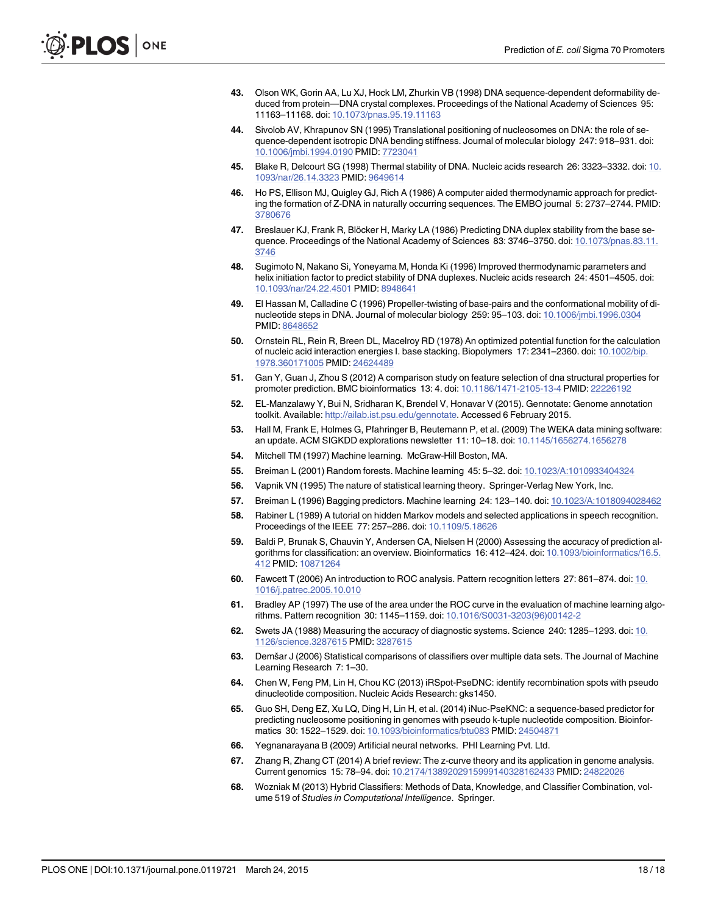43. Olson WK, Gorin AA, Lu XJ, Hock LM, Zhurkin VB (1998) DNA sequence-dependent deformability deduced from protein—DNA crystal complexes. Proceedings of the National Academy of Sciences 95: 11163–11168. doi: 10.1073/pnas.95.19.11163

44. Sivolob AV, Khrapunov SN (1995) Translational positioning of nucleosomes on DNA: the role of sequence-dependent isotropic DNA bending stiffness. Journal of molecular biology 247: 918–931. doi: 10.1006/jmbi.1994.0190 PMID: 7723041

45. Blake R, Delcourt SG (1998) Thermal stability of DNA. Nucleic acids research 26: 3323–3332. doi: 10.1093/nar/26.14.3323 PMID: 9649614

46. Ho PS, Ellison MJ, Quigley GJ, Rich A (1986) A computer aided thermodynamic approach for predicting the formation of Z-DNA in naturally occurring sequences. The EMBO journal 5: 2737–2744. PMID: 3780676

47. Breslauer KJ, Frank R, Blöcker H, Marky LA (1986) Predicting DNA duplex stability from the base sequence. Proceedings of the National Academy of Sciences 83: 3746–3750. doi: 10.1073/pnas.83.11.3746

48. Sugimoto N, Nakano Si, Yoneyama M, Honda Ki (1996) Improved thermodynamic parameters and helix initiation factor to predict stability of DNA duplexes. Nucleic acids research 24: 4501–4505. doi: 10.1093/nar/24.22.4501 PMID: 8948641

49. El Hassan M, Calladine C (1996) Propeller-twisting of base-pairs and the conformational mobility of dinucleotide steps in DNA. Journal of molecular biology 259: 95–103. doi: 10.1006/jmbi.1996.0304 PMID: 8648652

50. Ornstein RL, Rein R, Breen DL, Macelroy RD (1978) An optimized potential function for the calculation of nucleic acid interaction energies I. base stacking. Biopolymers 17: 2341–2360. doi: 10.1002/bip.1978.360171005 PMID: 24624489

51. Gan Y, Guan J, Zhou S (2012) A comparison study on feature selection of dna structural properties for promoter prediction. BMC bioinformatics 13: 4. doi: 10.1186/1471-2105-13-4 PMID: 22226192

52. EL-Manzalawy Y, Bui N, Sridharan K, Brendel V, Honavar V (2015). Gennotate: Genome annotation toolkit. Available: http://ailab.ist.psu.edu/gennotate. Accessed 6 February 2015.

53. Hall M, Frank E, Holmes G, Pfahringer B, Reutemann P, et al. (2009) The WEKA data mining software: an update. ACM SIGKDD explorations newsletter 11: 10–18. doi: 10.1145/1656274.1656278

54. Mitchell TM (1997) Machine learning. McGraw-Hill Boston, MA.

55. Breiman L (2001) Random forests. Machine learning 45: 5–32. doi: 10.1023/A:1010933404324

56. Vapnik VN (1995) The nature of statistical learning theory. Springer-Verlag New York, Inc.

57. Breiman L (1996) Bagging predictors. Machine learning 24: 123–140. doi: 10.1023/A:1018094028462

58. Rabiner L (1989) A tutorial on hidden Markov models and selected applications in speech recognition. Proceedings of the IEEE 77: 257–286. doi: 10.1109/5.18626

59. Baldi P, Brunak S, Chauvin Y, Andersen CA, Nielsen H (2000) Assessing the accuracy of prediction algorithms for classification: an overview. Bioinformatics 16: 412–424. doi: 10.1093/bioinformatics/16.5.412 PMID: 10871264

60. Fawcett T (2006) An introduction to ROC analysis. Pattern recognition letters 27: 861–874. doi: 10.1016/j.patrec.2005.10.010

61. Bradley AP (1997) The use of the area under the ROC curve in the evaluation of machine learning algorithms. Pattern recognition 30: 1145–1159. doi: 10.1016/S0031-3203(96)00142-2

62. Swets JA (1988) Measuring the accuracy of diagnostic systems. Science 240: 1285–1293. doi: 10.1126/science.3287615 PMID: 3287615

63. Demšar J (2006) Statistical comparisons of classifiers over multiple data sets. The Journal of Machine Learning Research 7: 1–30.

64. Chen W, Feng PM, Lin H, Chou KC (2013) iRSpot-PseDNC: identify recombination spots with pseudo dinucleotide composition. Nucleic Acids Research: gks1450.

65. Guo SH, Deng EZ, Xu LQ, Ding H, Lin H, et al. (2014) iNuc-PseKNC: a sequence-based predictor for predicting nucleosome positioning in genomes with pseudo k-tuple nucleotide composition. Bioinformatics 30: 1522–1529. doi: 10.1093/bioinformatics/btu083 PMID: 24504871

66. Yegnanarayana B (2009) Artificial neural networks. PHI Learning Pvt. Ltd.

67. Zhang R, Zhang CT (2014) A brief review: The z-curve theory and its application in genome analysis. Current genomics 15: 78–94. doi: 10.2174/1389202915999140328162433 PMID: 24822026

68. Wozniak M (2013) Hybrid Classifiers: Methods of Data, Knowledge, and Classifier Combination, volume 519 of *Studies in Computational Intelligence*. Springer.